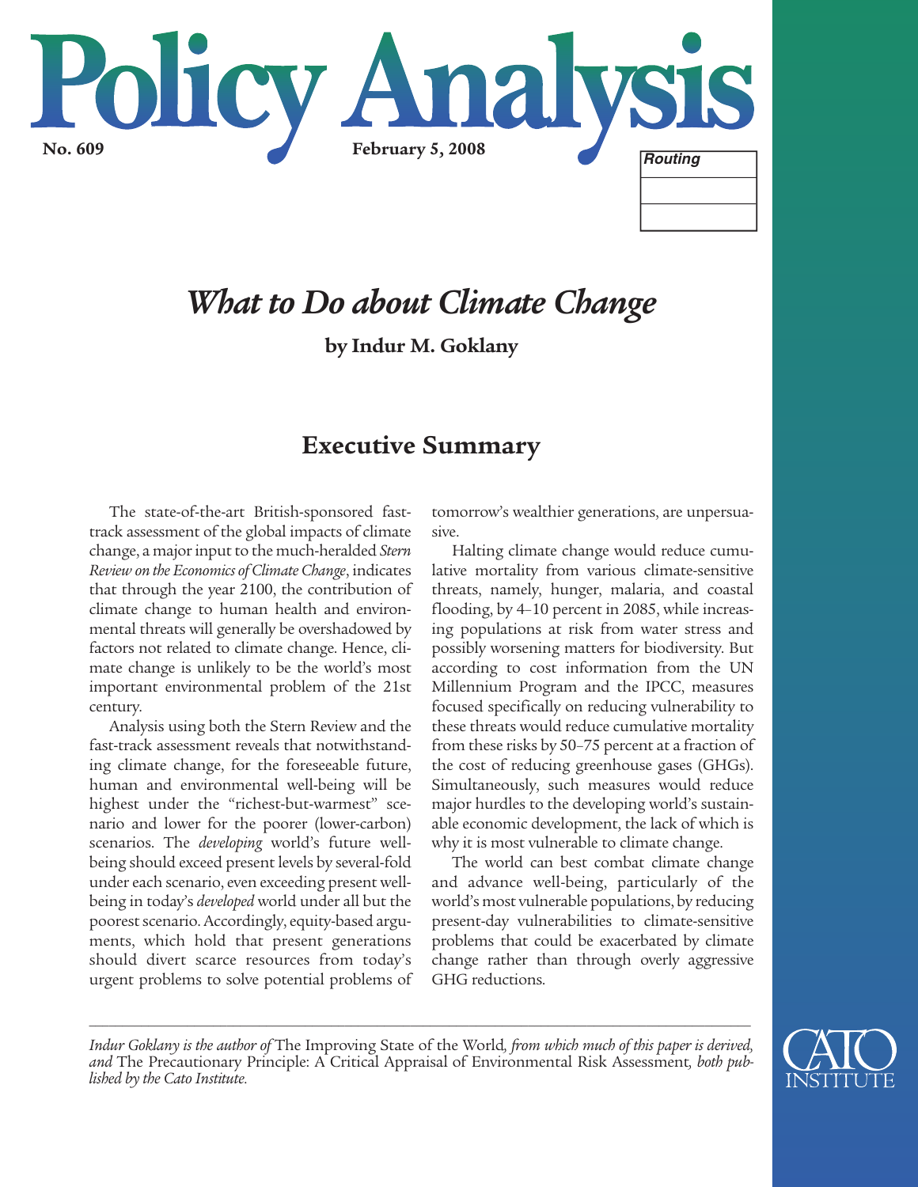# Policy Analysis

**No. 609** **February 5, 2008**

## *What to Do about Climate Change*

**by Indur M. Goklany**

## Executive Summary

The state-of-the-art British-sponsored fast-track assessment of the global impacts of climate change, a major input to the much-heralded *Stern Review on the Economics of Climate Change*, indicates that through the year 2100, the contribution of climate change to human health and environmental threats will generally be overshadowed by factors not related to climate change. Hence, climate change is unlikely to be the world's most important environmental problem of the 21st century.

Analysis using both the Stern Review and the fast-track assessment reveals that notwithstanding climate change, for the foreseeable future, human and environmental well-being will be highest under the "richest-but-warmest" scenario and lower for the poorer (lower-carbon) scenarios. The *developing* world's future well-being should exceed present levels by several-fold under each scenario, even exceeding present well-being in today's *developed* world under all but the poorest scenario. Accordingly, equity-based arguments, which hold that present generations should divert scarce resources from today's urgent problems to solve potential problems of tomorrow's wealthier generations, are unpersuasive.

Halting climate change would reduce cumulative mortality from various climate-sensitive threats, namely, hunger, malaria, and coastal flooding, by 4–10 percent in 2085, while increasing populations at risk from water stress and possibly worsening matters for biodiversity. But according to cost information from the UN Millennium Program and the IPCC, measures focused specifically on reducing vulnerability to these threats would reduce cumulative mortality from these risks by 50–75 percent at a fraction of the cost of reducing greenhouse gases (GHGs). Simultaneously, such measures would reduce major hurdles to the developing world's sustainable economic development, the lack of which is why it is most vulnerable to climate change.

The world can best combat climate change and advance well-being, particularly of the world's most vulnerable populations, by reducing present-day vulnerabilities to climate-sensitive problems that could be exacerbated by climate change rather than through overly aggressive GHG reductions.

---

*Indur Goklany is the author of* The Improving State of the World*, from which much of this paper is derived, and* The Precautionary Principle: A Critical Appraisal of Environmental Risk Assessment*, both published by the Cato Institute.*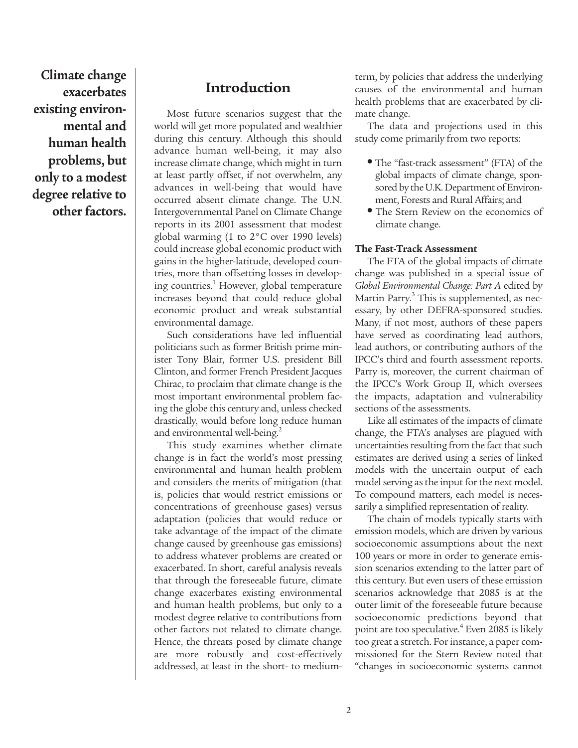**Climate change exacerbates existing environmental and human health problems, but only to a modest degree relative to other factors.**

## Introduction

Most future scenarios suggest that the world will get more populated and wealthier during this century. Although this should advance human well-being, it may also increase climate change, which might in turn at least partly offset, if not overwhelm, any advances in well-being that would have occurred absent climate change. The U.N. Intergovernmental Panel on Climate Change reports in its 2001 assessment that modest global warming (1 to 2°C over 1990 levels) could increase global economic product with gains in the higher-latitude, developed countries, more than offsetting losses in developing countries.[1] However, global temperature increases beyond that could reduce global economic product and wreak substantial environmental damage.

Such considerations have led influential politicians such as former British prime minister Tony Blair, former U.S. president Bill Clinton, and former French President Jacques Chirac, to proclaim that climate change is the most important environmental problem facing the globe this century and, unless checked drastically, would before long reduce human and environmental well-being.[2]

This study examines whether climate change is in fact the world's most pressing environmental and human health problem and considers the merits of mitigation (that is, policies that would restrict emissions or concentrations of greenhouse gases) versus adaptation (policies that would reduce or take advantage of the impact of the climate change caused by greenhouse gas emissions) to address whatever problems are created or exacerbated. In short, careful analysis reveals that through the foreseeable future, climate change exacerbates existing environmental and human health problems, but only to a modest degree relative to contributions from other factors not related to climate change. Hence, the threats posed by climate change are more robustly and cost-effectively addressed, at least in the short- to medium-term, by policies that address the underlying causes of the environmental and human health problems that are exacerbated by climate change.

The data and projections used in this study come primarily from two reports:

- The "fast-track assessment" (FTA) of the global impacts of climate change, sponsored by the U.K. Department of Environment, Forests and Rural Affairs; and
- The Stern Review on the economics of climate change.

#### The Fast-Track Assessment

The FTA of the global impacts of climate change was published in a special issue of *Global Environmental Change: Part A* edited by Martin Parry.[3] This is supplemented, as necessary, by other DEFRA-sponsored studies. Many, if not most, authors of these papers have served as coordinating lead authors, lead authors, or contributing authors of the IPCC's third and fourth assessment reports. Parry is, moreover, the current chairman of the IPCC's Work Group II, which oversees the impacts, adaptation and vulnerability sections of the assessments.

Like all estimates of the impacts of climate change, the FTA's analyses are plagued with uncertainties resulting from the fact that such estimates are derived using a series of linked models with the uncertain output of each model serving as the input for the next model. To compound matters, each model is necessarily a simplified representation of reality.

The chain of models typically starts with emission models, which are driven by various socioeconomic assumptions about the next 100 years or more in order to generate emission scenarios extending to the latter part of this century. But even users of these emission scenarios acknowledge that 2085 is at the outer limit of the foreseeable future because socioeconomic predictions beyond that point are too speculative.[4] Even 2085 is likely too great a stretch. For instance, a paper commissioned for the Stern Review noted that "changes in socioeconomic systems cannot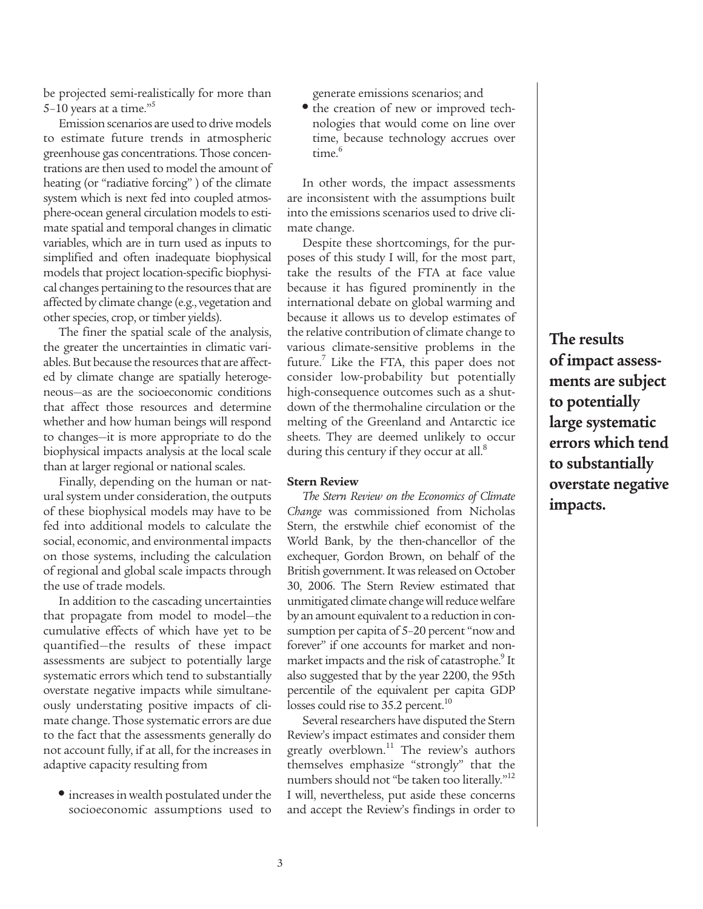be projected semi-realistically for more than 5–10 years at a time."[5]

Emission scenarios are used to drive models to estimate future trends in atmospheric greenhouse gas concentrations. Those concentrations are then used to model the amount of heating (or "radiative forcing") of the climate system which is next fed into coupled atmosphere-ocean general circulation models to estimate spatial and temporal changes in climatic variables, which are in turn used as inputs to simplified and often inadequate biophysical models that project location-specific biophysical changes pertaining to the resources that are affected by climate change (e.g., vegetation and other species, crop, or timber yields).

The finer the spatial scale of the analysis, the greater the uncertainties in climatic variables. But because the resources that are affected by climate change are spatially heterogeneous—as are the socioeconomic conditions that affect those resources and determine whether and how human beings will respond to changes—it is more appropriate to do the biophysical impacts analysis at the local scale than at larger regional or national scales.

Finally, depending on the human or natural system under consideration, the outputs of these biophysical models may have to be fed into additional models to calculate the social, economic, and environmental impacts on those systems, including the calculation of regional and global scale impacts through the use of trade models.

In addition to the cascading uncertainties that propagate from model to model—the cumulative effects of which have yet to be quantified—the results of these impact assessments are subject to potentially large systematic errors which tend to substantially overstate negative impacts while simultaneously understating positive impacts of climate change. Those systematic errors are due to the fact that the assessments generally do not account fully, if at all, for the increases in adaptive capacity resulting from

- increases in wealth postulated under the socioeconomic assumptions used to generate emissions scenarios; and
- the creation of new or improved technologies that would come on line over time, because technology accrues over time.[6]

In other words, the impact assessments are inconsistent with the assumptions built into the emissions scenarios used to drive climate change.

Despite these shortcomings, for the purposes of this study I will, for the most part, take the results of the FTA at face value because it has figured prominently in the international debate on global warming and because it allows us to develop estimates of the relative contribution of climate change to various climate-sensitive problems in the future.[7] Like the FTA, this paper does not consider low-probability but potentially high-consequence outcomes such as a shutdown of the thermohaline circulation or the melting of the Greenland and Antarctic ice sheets. They are deemed unlikely to occur during this century if they occur at all.[8]

**The results of impact assessments are subject to potentially large systematic errors which tend to substantially overstate negative impacts.**

### Stern Review

*The Stern Review on the Economics of Climate Change* was commissioned from Nicholas Stern, the erstwhile chief economist of the World Bank, by the then-chancellor of the exchequer, Gordon Brown, on behalf of the British government. It was released on October 30, 2006. The Stern Review estimated that unmitigated climate change will reduce welfare by an amount equivalent to a reduction in consumption per capita of 5–20 percent "now and forever" if one accounts for market and non-market impacts and the risk of catastrophe.[9] It also suggested that by the year 2200, the 95th percentile of the equivalent per capita GDP losses could rise to 35.2 percent.[10]

Several researchers have disputed the Stern Review's impact estimates and consider them greatly overblown.[11] The review's authors themselves emphasize "strongly" that the numbers should not "be taken too literally."[12] I will, nevertheless, put aside these concerns and accept the Review's findings in order to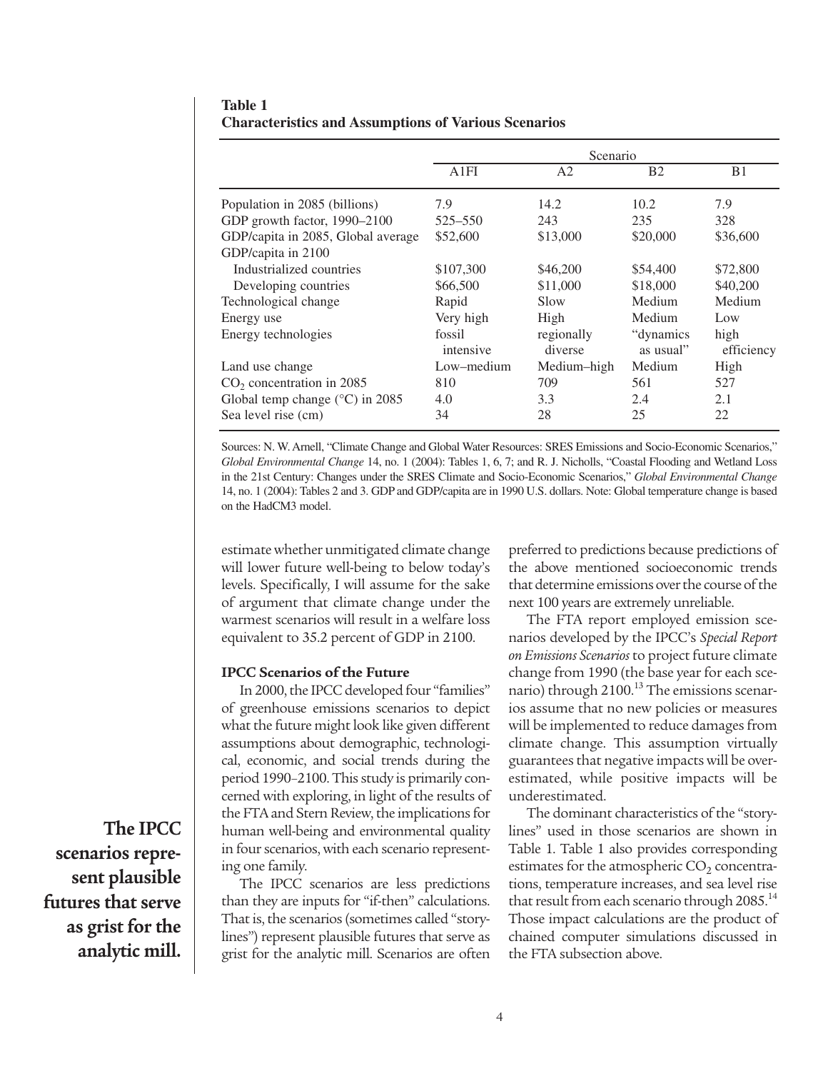**Table 1**
**Characteristics and Assumptions of Various Scenarios**

| | Scenario | | | |
|---|---|---|---|---|
| | A1FI | A2 | B2 | B1 |
| Population in 2085 (billions) | 7.9 | 14.2 | 10.2 | 7.9 |
| GDP growth factor, 1990–2100 | 525–550 | 243 | 235 | 328 |
| GDP/capita in 2085, Global average | \$52,600 | \$13,000 | \$20,000 | \$36,600 |
| GDP/capita in 2100 | | | | |
| Industrialized countries | \$107,300 | \$46,200 | \$54,400 | \$72,800 |
| Developing countries | \$66,500 | \$11,000 | \$18,000 | \$40,200 |
| Technological change | Rapid | Slow | Medium | Medium |
| Energy use | Very high | High | Medium | Low |
| Energy technologies | fossil intensive | regionally diverse | "dynamics as usual" | high efficiency |
| Land use change | Low–medium | Medium–high | Medium | High |
| $CO_2$ concentration in 2085 | 810 | 709 | 561 | 527 |
| Global temp change (°C) in 2085 | 4.0 | 3.3 | 2.4 | 2.1 |
| Sea level rise (cm) | 34 | 28 | 25 | 22 |

Sources: N. W. Arnell, "Climate Change and Global Water Resources: SRES Emissions and Socio-Economic Scenarios," *Global Environmental Change* 14, no. 1 (2004): Tables 1, 6, 7; and R. J. Nicholls, "Coastal Flooding and Wetland Loss in the 21st Century: Changes under the SRES Climate and Socio-Economic Scenarios," *Global Environmental Change* 14, no. 1 (2004): Tables 2 and 3. GDP and GDP/capita are in 1990 U.S. dollars. Note: Global temperature change is based on the HadCM3 model.

estimate whether unmitigated climate change will lower future well-being to below today's levels. Specifically, I will assume for the sake of argument that climate change under the warmest scenarios will result in a welfare loss equivalent to 35.2 percent of GDP in 2100.

### IPCC Scenarios of the Future

In 2000, the IPCC developed four "families" of greenhouse emissions scenarios to depict what the future might look like given different assumptions about demographic, technological, economic, and social trends during the period 1990–2100. This study is primarily concerned with exploring, in light of the results of the FTA and Stern Review, the implications for human well-being and environmental quality in four scenarios, with each scenario representing one family.

**The IPCC scenarios represent plausible futures that serve as grist for the analytic mill.**

The IPCC scenarios are less predictions than they are inputs for "if-then" calculations. That is, the scenarios (sometimes called "storylines") represent plausible futures that serve as grist for the analytic mill. Scenarios are often preferred to predictions because predictions of the above mentioned socioeconomic trends that determine emissions over the course of the next 100 years are extremely unreliable.

The FTA report employed emission scenarios developed by the IPCC's *Special Report on Emissions Scenarios* to project future climate change from 1990 (the base year for each scenario) through 2100.[13] The emissions scenarios assume that no new policies or measures will be implemented to reduce damages from climate change. This assumption virtually guarantees that negative impacts will be overestimated, while positive impacts will be underestimated.

The dominant characteristics of the "storylines" used in those scenarios are shown in Table 1. Table 1 also provides corresponding estimates for the atmospheric $CO_2$ concentrations, temperature increases, and sea level rise that result from each scenario through 2085.[14] Those impact calculations are the product of chained computer simulations discussed in the FTA subsection above.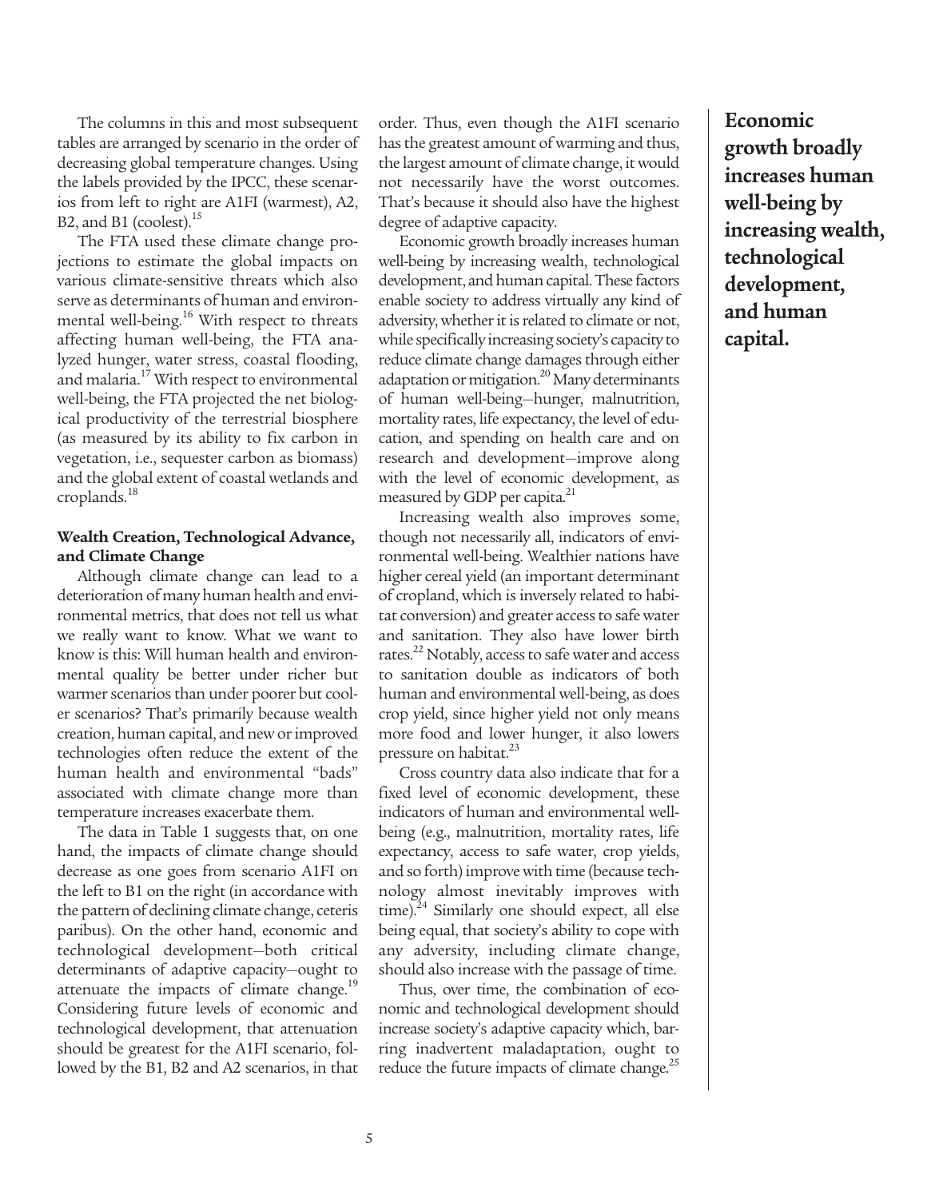The columns in this and most subsequent tables are arranged by scenario in the order of decreasing global temperature changes. Using the labels provided by the IPCC, these scenarios from left to right are A1FI (warmest), A2, B2, and B1 (coolest).[15]

The FTA used these climate change projections to estimate the global impacts on various climate-sensitive threats which also serve as determinants of human and environmental well-being.[16] With respect to threats affecting human well-being, the FTA analyzed hunger, water stress, coastal flooding, and malaria.[17] With respect to environmental well-being, the FTA projected the net biological productivity of the terrestrial biosphere (as measured by its ability to fix carbon in vegetation, i.e., sequester carbon as biomass) and the global extent of coastal wetlands and croplands.[18]

### Wealth Creation, Technological Advance, and Climate Change

Although climate change can lead to a deterioration of many human health and environmental metrics, that does not tell us what we really want to know. What we want to know is this: Will human health and environmental quality be better under richer but warmer scenarios than under poorer but cooler scenarios? That's primarily because wealth creation, human capital, and new or improved technologies often reduce the extent of the human health and environmental "bads" associated with climate change more than temperature increases exacerbate them.

The data in Table 1 suggests that, on one hand, the impacts of climate change should decrease as one goes from scenario A1FI on the left to B1 on the right (in accordance with the pattern of declining climate change, ceteris paribus). On the other hand, economic and technological development—both critical determinants of adaptive capacity—ought to attenuate the impacts of climate change.[19] Considering future levels of economic and technological development, that attenuation should be greatest for the A1FI scenario, followed by the B1, B2 and A2 scenarios, in that order. Thus, even though the A1FI scenario has the greatest amount of warming and thus, the largest amount of climate change, it would not necessarily have the worst outcomes. That's because it should also have the highest degree of adaptive capacity.

Economic growth broadly increases human well-being by increasing wealth, technological development, and human capital. These factors enable society to address virtually any kind of adversity, whether it is related to climate or not, while specifically increasing society's capacity to reduce climate change damages through either adaptation or mitigation.[20] Many determinants of human well-being—hunger, malnutrition, mortality rates, life expectancy, the level of education, and spending on health care and on research and development—improve along with the level of economic development, as measured by GDP per capita.[21]

Increasing wealth also improves some, though not necessarily all, indicators of environmental well-being. Wealthier nations have higher cereal yield (an important determinant of cropland, which is inversely related to habitat conversion) and greater access to safe water and sanitation. They also have lower birth rates.[22] Notably, access to safe water and access to sanitation double as indicators of both human and environmental well-being, as does crop yield, since higher yield not only means more food and lower hunger, it also lowers pressure on habitat.[23]

Cross country data also indicate that for a fixed level of economic development, these indicators of human and environmental well-being (e.g., malnutrition, mortality rates, life expectancy, access to safe water, crop yields, and so forth) improve with time (because technology almost inevitably improves with time).[24] Similarly one should expect, all else being equal, that society's ability to cope with any adversity, including climate change, should also increase with the passage of time.

Thus, over time, the combination of economic and technological development should increase society's adaptive capacity which, barring inadvertent maladaptation, ought to reduce the future impacts of climate change.[25]

**Economic growth broadly increases human well-being by increasing wealth, technological development, and human capital.**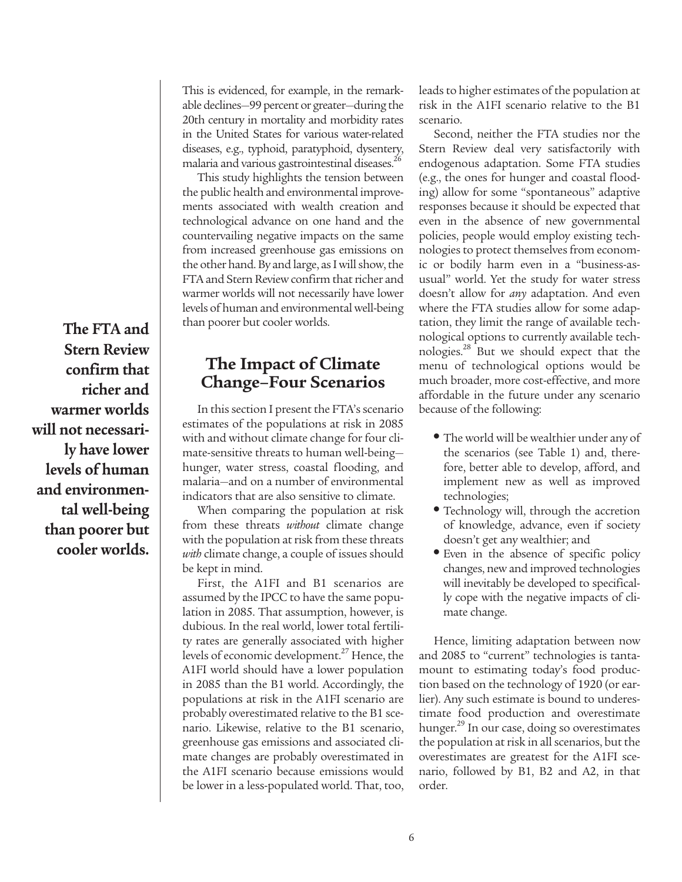This is evidenced, for example, in the remarkable declines—99 percent or greater—during the 20th century in mortality and morbidity rates in the United States for various water-related diseases, e.g., typhoid, paratyphoid, dysentery, malaria and various gastrointestinal diseases.[26]

This study highlights the tension between the public health and environmental improvements associated with wealth creation and technological advance on one hand and the countervailing negative impacts on the same from increased greenhouse gas emissions on the other hand. By and large, as I will show, the FTA and Stern Review confirm that richer and warmer worlds will not necessarily have lower levels of human and environmental well-being than poorer but cooler worlds.

**The FTA and Stern Review confirm that richer and warmer worlds will not necessarily have lower levels of human and environmental well-being than poorer but cooler worlds.**

## The Impact of Climate Change–Four Scenarios

In this section I present the FTA's scenario estimates of the populations at risk in 2085 with and without climate change for four climate-sensitive threats to human well-being—hunger, water stress, coastal flooding, and malaria—and on a number of environmental indicators that are also sensitive to climate.

When comparing the population at risk from these threats *without* climate change with the population at risk from these threats *with* climate change, a couple of issues should be kept in mind.

First, the A1FI and B1 scenarios are assumed by the IPCC to have the same population in 2085. That assumption, however, is dubious. In the real world, lower total fertility rates are generally associated with higher levels of economic development.[27] Hence, the A1FI world should have a lower population in 2085 than the B1 world. Accordingly, the populations at risk in the A1FI scenario are probably overestimated relative to the B1 scenario. Likewise, relative to the B1 scenario, greenhouse gas emissions and associated climate changes are probably overestimated in the A1FI scenario because emissions would be lower in a less-populated world. That, too, leads to higher estimates of the population at risk in the A1FI scenario relative to the B1 scenario.

Second, neither the FTA studies nor the Stern Review deal very satisfactorily with endogenous adaptation. Some FTA studies (e.g., the ones for hunger and coastal flooding) allow for some "spontaneous" adaptive responses because it should be expected that even in the absence of new governmental policies, people would employ existing technologies to protect themselves from economic or bodily harm even in a "business-as-usual" world. Yet the study for water stress doesn't allow for *any* adaptation. And even where the FTA studies allow for some adaptation, they limit the range of available technological options to currently available technologies.[28] But we should expect that the menu of technological options would be much broader, more cost-effective, and more affordable in the future under any scenario because of the following:

- The world will be wealthier under any of the scenarios (see Table 1) and, therefore, better able to develop, afford, and implement new as well as improved technologies;
- Technology will, through the accretion of knowledge, advance, even if society doesn't get any wealthier; and
- Even in the absence of specific policy changes, new and improved technologies will inevitably be developed to specifically cope with the negative impacts of climate change.

Hence, limiting adaptation between now and 2085 to "current" technologies is tantamount to estimating today's food production based on the technology of 1920 (or earlier). Any such estimate is bound to underestimate food production and overestimate hunger.[29] In our case, doing so overestimates the population at risk in all scenarios, but the overestimates are greatest for the A1FI scenario, followed by B1, B2 and A2, in that order.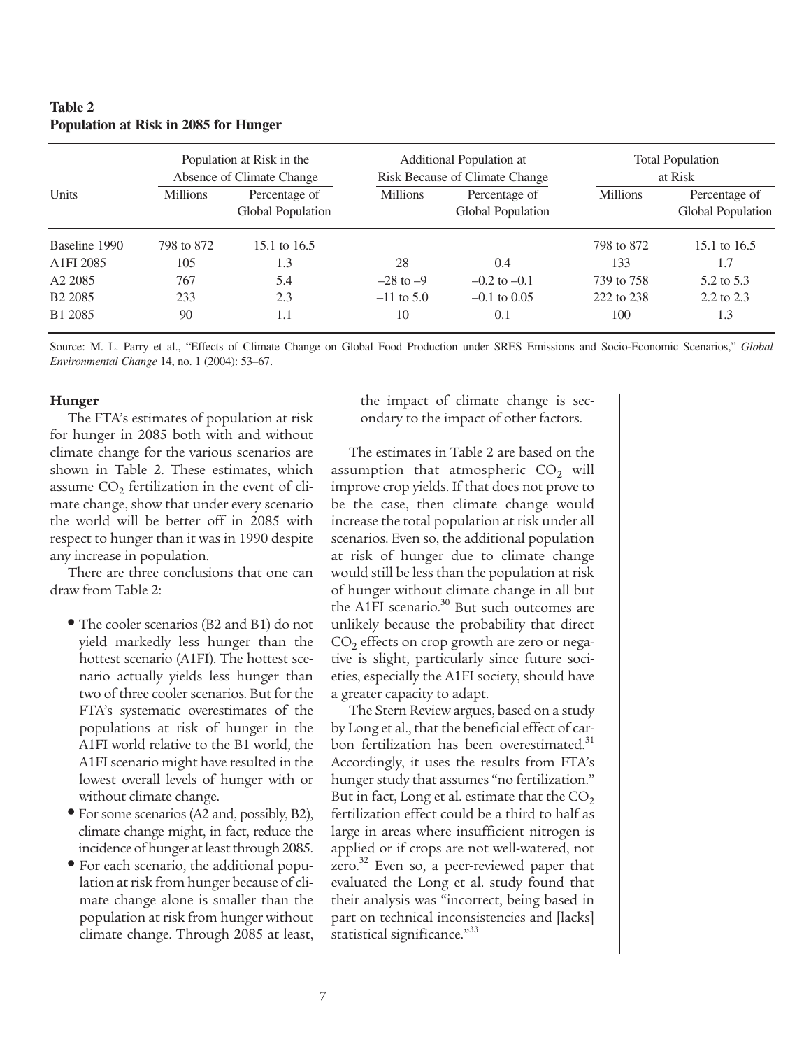**Table 2**
**Population at Risk in 2085 for Hunger**

| Units | Population at Risk in the Absence of Climate Change | | Additional Population at Risk Because of Climate Change | | Total Population at Risk | |
|---|---|---|---|---|---|---|
| | Millions | Percentage of Global Population | Millions | Percentage of Global Population | Millions | Percentage of Global Population |
| Baseline 1990 | 798 to 872 | 15.1 to 16.5 | | | 798 to 872 | 15.1 to 16.5 |
| A1FI 2085 | 105 | 1.3 | 28 | 0.4 | 133 | 1.7 |
| A2 2085 | 767 | 5.4 | –28 to –9 | –0.2 to –0.1 | 739 to 758 | 5.2 to 5.3 |
| B2 2085 | 233 | 2.3 | –11 to 5.0 | –0.1 to 0.05 | 222 to 238 | 2.2 to 2.3 |
| B1 2085 | 90 | 1.1 | 10 | 0.1 | 100 | 1.3 |

Source: M. L. Parry et al., "Effects of Climate Change on Global Food Production under SRES Emissions and Socio-Economic Scenarios," *Global Environmental Change* 14, no. 1 (2004): 53–67.

### Hunger

The FTA's estimates of population at risk for hunger in 2085 both with and without climate change for the various scenarios are shown in Table 2. These estimates, which assume $CO_2$ fertilization in the event of climate change, show that under every scenario the world will be better off in 2085 with respect to hunger than it was in 1990 despite any increase in population.

There are three conclusions that one can draw from Table 2:

- The cooler scenarios (B2 and B1) do not yield markedly less hunger than the hottest scenario (A1FI). The hottest scenario actually yields less hunger than two of three cooler scenarios. But for the FTA's systematic overestimates of the populations at risk of hunger in the A1FI world relative to the B1 world, the A1FI scenario might have resulted in the lowest overall levels of hunger with or without climate change.
- For some scenarios (A2 and, possibly, B2), climate change might, in fact, reduce the incidence of hunger at least through 2085.
- For each scenario, the additional population at risk from hunger because of climate change alone is smaller than the population at risk from hunger without climate change. Through 2085 at least, the impact of climate change is secondary to the impact of other factors.

The estimates in Table 2 are based on the assumption that atmospheric $CO_2$ will improve crop yields. If that does not prove to be the case, then climate change would increase the total population at risk under all scenarios. Even so, the additional population at risk of hunger due to climate change would still be less than the population at risk of hunger without climate change in all but the A1FI scenario.[30] But such outcomes are unlikely because the probability that direct $CO_2$ effects on crop growth are zero or negative is slight, particularly since future societies, especially the A1FI society, should have a greater capacity to adapt.

The Stern Review argues, based on a study by Long et al., that the beneficial effect of carbon fertilization has been overestimated.[31] Accordingly, it uses the results from FTA's hunger study that assumes "no fertilization." But in fact, Long et al. estimate that the $CO_2$ fertilization effect could be a third to half as large in areas where insufficient nitrogen is applied or if crops are not well-watered, not zero.[32] Even so, a peer-reviewed paper that evaluated the Long et al. study found that their analysis was "incorrect, being based in part on technical inconsistencies and [lacks] statistical significance."[33]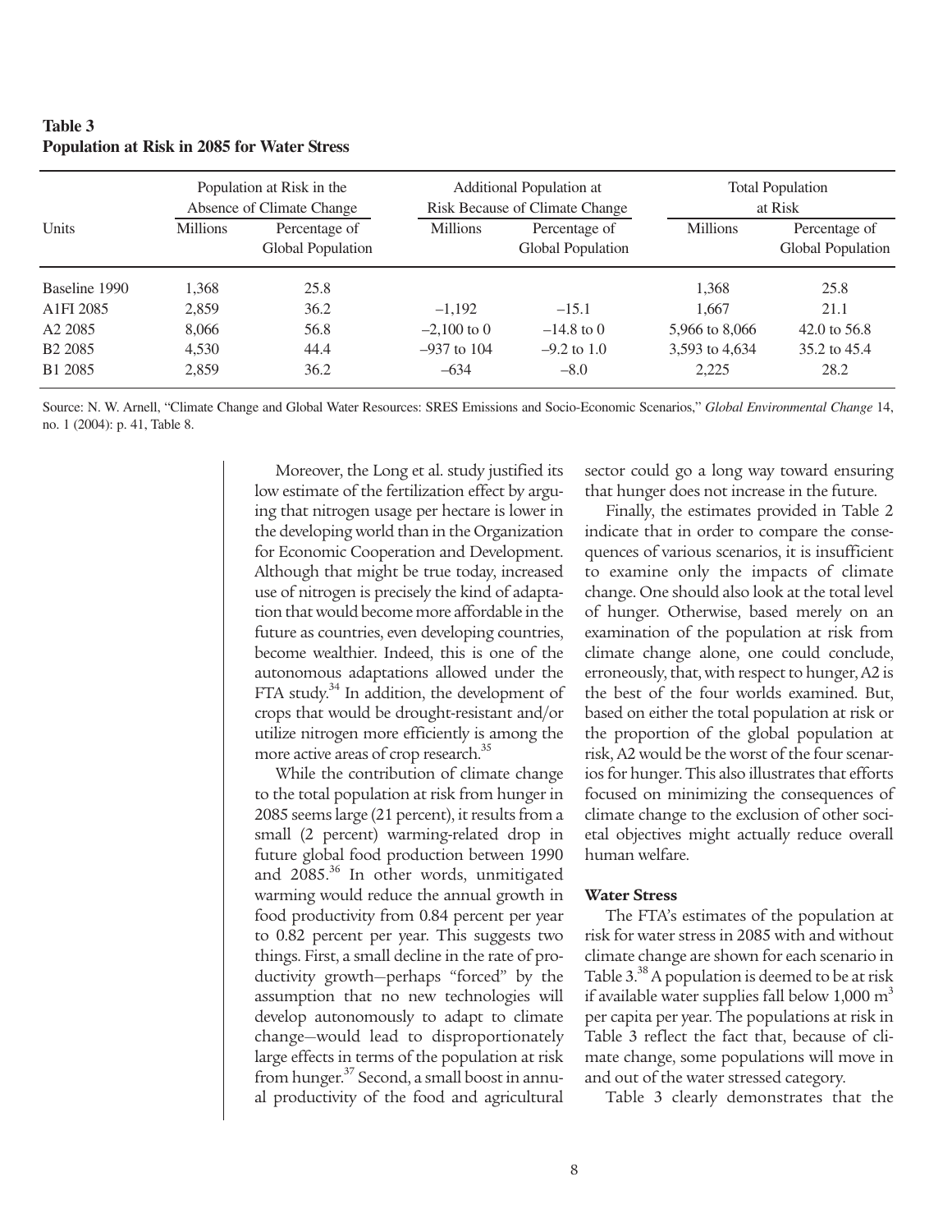**Table 3**
**Population at Risk in 2085 for Water Stress**

| Units | Population at Risk in the Absence of Climate Change | | Additional Population at Risk Because of Climate Change | | Total Population at Risk | |
|---|---|---|---|---|---|---|
| | Millions | Percentage of Global Population | Millions | Percentage of Global Population | Millions | Percentage of Global Population |
| Baseline 1990 | 1,368 | 25.8 | | | 1,368 | 25.8 |
| A1FI 2085 | 2,859 | 36.2 | –1,192 | –15.1 | 1,667 | 21.1 |
| A2 2085 | 8,066 | 56.8 | –2,100 to 0 | –14.8 to 0 | 5,966 to 8,066 | 42.0 to 56.8 |
| B2 2085 | 4,530 | 44.4 | –937 to 104 | –9.2 to 1.0 | 3,593 to 4,634 | 35.2 to 45.4 |
| B1 2085 | 2,859 | 36.2 | –634 | –8.0 | 2,225 | 28.2 |

Source: N. W. Arnell, "Climate Change and Global Water Resources: SRES Emissions and Socio-Economic Scenarios," *Global Environmental Change* 14, no. 1 (2004): p. 41, Table 8.

Moreover, the Long et al. study justified its low estimate of the fertilization effect by arguing that nitrogen usage per hectare is lower in the developing world than in the Organization for Economic Cooperation and Development. Although that might be true today, increased use of nitrogen is precisely the kind of adaptation that would become more affordable in the future as countries, even developing countries, become wealthier. Indeed, this is one of the autonomous adaptations allowed under the FTA study.[34] In addition, the development of crops that would be drought-resistant and/or utilize nitrogen more efficiently is among the more active areas of crop research.[35]

While the contribution of climate change to the total population at risk from hunger in 2085 seems large (21 percent), it results from a small (2 percent) warming-related drop in future global food production between 1990 and 2085.[36] In other words, unmitigated warming would reduce the annual growth in food productivity from 0.84 percent per year to 0.82 percent per year. This suggests two things. First, a small decline in the rate of productivity growth—perhaps "forced" by the assumption that no new technologies will develop autonomously to adapt to climate change—would lead to disproportionately large effects in terms of the population at risk from hunger.[37] Second, a small boost in annual productivity of the food and agricultural sector could go a long way toward ensuring that hunger does not increase in the future.

Finally, the estimates provided in Table 2 indicate that in order to compare the consequences of various scenarios, it is insufficient to examine only the impacts of climate change. One should also look at the total level of hunger. Otherwise, based merely on an examination of the population at risk from climate change alone, one could conclude, erroneously, that, with respect to hunger, A2 is the best of the four worlds examined. But, based on either the total population at risk or the proportion of the global population at risk, A2 would be the worst of the four scenarios for hunger. This also illustrates that efforts focused on minimizing the consequences of climate change to the exclusion of other societal objectives might actually reduce overall human welfare.

### Water Stress

The FTA's estimates of the population at risk for water stress in 2085 with and without climate change are shown for each scenario in Table 3.[38] A population is deemed to be at risk if available water supplies fall below 1,000 $m^3$ per capita per year. The populations at risk in Table 3 reflect the fact that, because of climate change, some populations will move in and out of the water stressed category.

Table 3 clearly demonstrates that the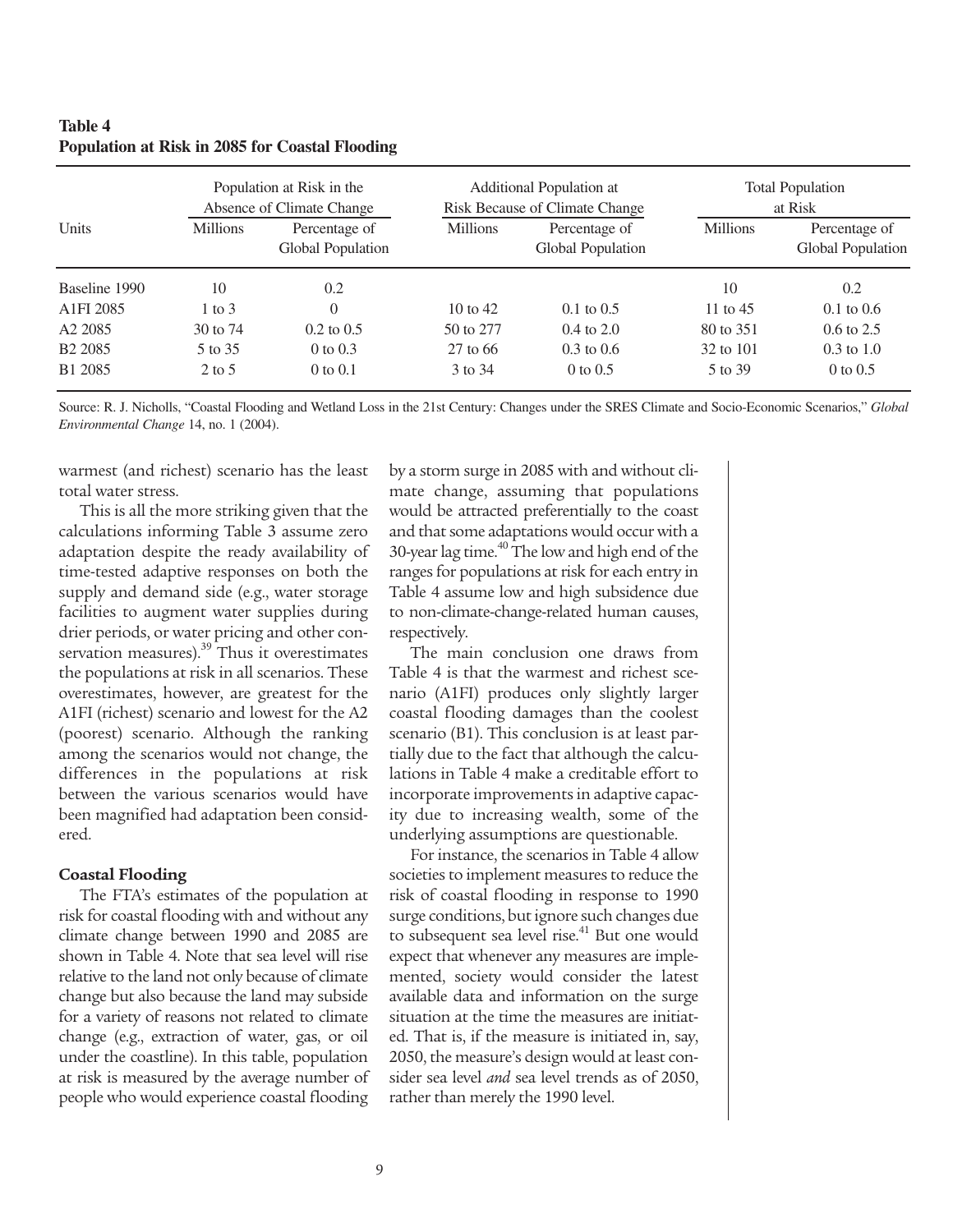**Table 4**
**Population at Risk in 2085 for Coastal Flooding**

| Units | Population at Risk in the Absence of Climate Change | | Additional Population at Risk Because of Climate Change | | Total Population at Risk | |
|---|---|---|---|---|---|---|
| | Millions | Percentage of Global Population | Millions | Percentage of Global Population | Millions | Percentage of Global Population |
| Baseline 1990 | 10 | 0.2 | | | 10 | 0.2 |
| A1FI 2085 | 1 to 3 | 0 | 10 to 42 | 0.1 to 0.5 | 11 to 45 | 0.1 to 0.6 |
| A2 2085 | 30 to 74 | 0.2 to 0.5 | 50 to 277 | 0.4 to 2.0 | 80 to 351 | 0.6 to 2.5 |
| B2 2085 | 5 to 35 | 0 to 0.3 | 27 to 66 | 0.3 to 0.6 | 32 to 101 | 0.3 to 1.0 |
| B1 2085 | 2 to 5 | 0 to 0.1 | 3 to 34 | 0 to 0.5 | 5 to 39 | 0 to 0.5 |

Source: R. J. Nicholls, "Coastal Flooding and Wetland Loss in the 21st Century: Changes under the SRES Climate and Socio-Economic Scenarios," *Global Environmental Change* 14, no. 1 (2004).

warmest (and richest) scenario has the least total water stress.

This is all the more striking given that the calculations informing Table 3 assume zero adaptation despite the ready availability of time-tested adaptive responses on both the supply and demand side (e.g., water storage facilities to augment water supplies during drier periods, or water pricing and other conservation measures).[39] Thus it overestimates the populations at risk in all scenarios. These overestimates, however, are greatest for the A1FI (richest) scenario and lowest for the A2 (poorest) scenario. Although the ranking among the scenarios would not change, the differences in the populations at risk between the various scenarios would have been magnified had adaptation been considered.

### Coastal Flooding

The FTA's estimates of the population at risk for coastal flooding with and without any climate change between 1990 and 2085 are shown in Table 4. Note that sea level will rise relative to the land not only because of climate change but also because the land may subside for a variety of reasons not related to climate change (e.g., extraction of water, gas, or oil under the coastline). In this table, population at risk is measured by the average number of people who would experience coastal flooding by a storm surge in 2085 with and without climate change, assuming that populations would be attracted preferentially to the coast and that some adaptations would occur with a 30-year lag time.[40] The low and high end of the ranges for populations at risk for each entry in Table 4 assume low and high subsidence due to non-climate-change-related human causes, respectively.

The main conclusion one draws from Table 4 is that the warmest and richest scenario (A1FI) produces only slightly larger coastal flooding damages than the coolest scenario (B1). This conclusion is at least partially due to the fact that although the calculations in Table 4 make a creditable effort to incorporate improvements in adaptive capacity due to increasing wealth, some of the underlying assumptions are questionable.

For instance, the scenarios in Table 4 allow societies to implement measures to reduce the risk of coastal flooding in response to 1990 surge conditions, but ignore such changes due to subsequent sea level rise.[41] But one would expect that whenever any measures are implemented, society would consider the latest available data and information on the surge situation at the time the measures are initiated. That is, if the measure is initiated in, say, 2050, the measure's design would at least consider sea level *and* sea level trends as of 2050, rather than merely the 1990 level.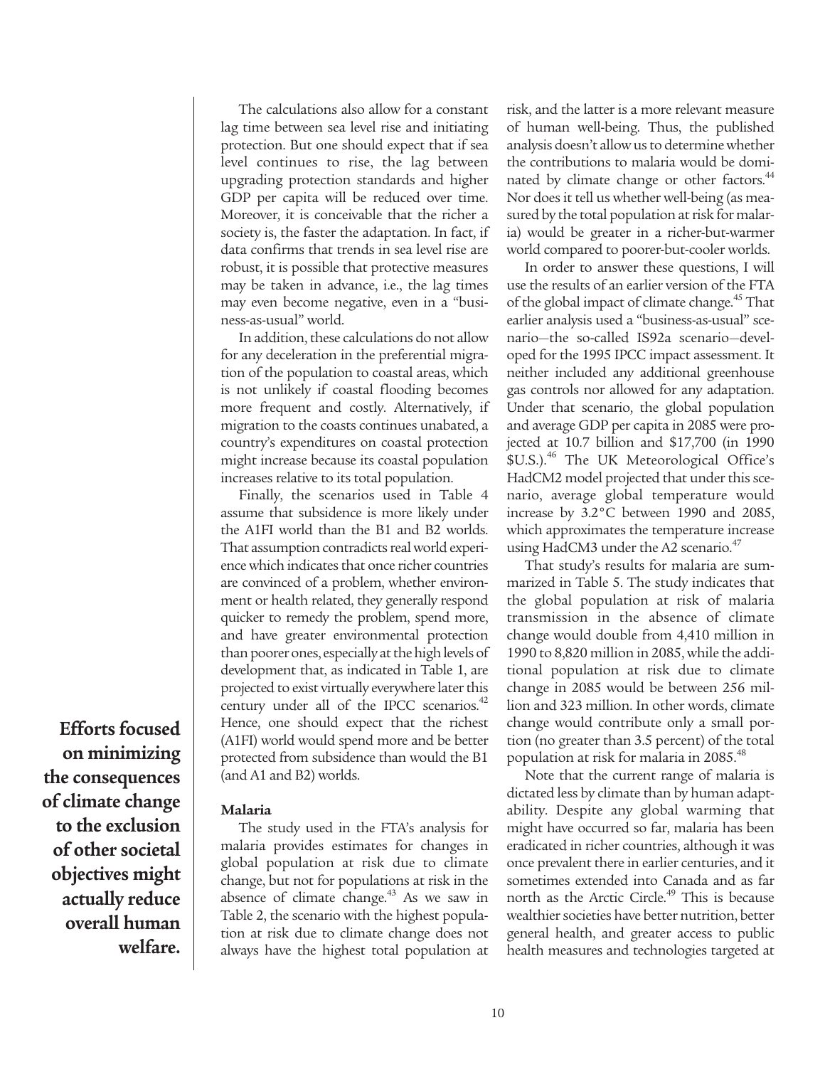The calculations also allow for a constant lag time between sea level rise and initiating protection. But one should expect that if sea level continues to rise, the lag between upgrading protection standards and higher GDP per capita will be reduced over time. Moreover, it is conceivable that the richer a society is, the faster the adaptation. In fact, if data confirms that trends in sea level rise are robust, it is possible that protective measures may be taken in advance, i.e., the lag times may even become negative, even in a "business-as-usual" world.

In addition, these calculations do not allow for any deceleration in the preferential migration of the population to coastal areas, which is not unlikely if coastal flooding becomes more frequent and costly. Alternatively, if migration to the coasts continues unabated, a country's expenditures on coastal protection might increase because its coastal population increases relative to its total population.

Finally, the scenarios used in Table 4 assume that subsidence is more likely under the A1FI world than the B1 and B2 worlds. That assumption contradicts real world experience which indicates that once richer countries are convinced of a problem, whether environment or health related, they generally respond quicker to remedy the problem, spend more, and have greater environmental protection than poorer ones, especially at the high levels of development that, as indicated in Table 1, are projected to exist virtually everywhere later this century under all of the IPCC scenarios.[42] Hence, one should expect that the richest (A1FI) world would spend more and be better protected from subsidence than would the B1 (and A1 and B2) worlds.

**Efforts focused on minimizing the consequences of climate change to the exclusion of other societal objectives might actually reduce overall human welfare.**

### Malaria

The study used in the FTA's analysis for malaria provides estimates for changes in global population at risk due to climate change, but not for populations at risk in the absence of climate change.[43] As we saw in Table 2, the scenario with the highest population at risk due to climate change does not always have the highest total population at risk, and the latter is a more relevant measure of human well-being. Thus, the published analysis doesn't allow us to determine whether the contributions to malaria would be dominated by climate change or other factors.[44] Nor does it tell us whether well-being (as measured by the total population at risk for malaria) would be greater in a richer-but-warmer world compared to poorer-but-cooler worlds.

In order to answer these questions, I will use the results of an earlier version of the FTA of the global impact of climate change.[45] That earlier analysis used a "business-as-usual" scenario—the so-called IS92a scenario—developed for the 1995 IPCC impact assessment. It neither included any additional greenhouse gas controls nor allowed for any adaptation. Under that scenario, the global population and average GDP per capita in 2085 were projected at 10.7 billion and $17,700 (in 1990 $U.S.).[46] The UK Meteorological Office's HadCM2 model projected that under this scenario, average global temperature would increase by 3.2°C between 1990 and 2085, which approximates the temperature increase using HadCM3 under the A2 scenario.[47]

That study's results for malaria are summarized in Table 5. The study indicates that the global population at risk of malaria transmission in the absence of climate change would double from 4,410 million in 1990 to 8,820 million in 2085, while the additional population at risk due to climate change in 2085 would be between 256 million and 323 million. In other words, climate change would contribute only a small portion (no greater than 3.5 percent) of the total population at risk for malaria in 2085.[48]

Note that the current range of malaria is dictated less by climate than by human adaptability. Despite any global warming that might have occurred so far, malaria has been eradicated in richer countries, although it was once prevalent there in earlier centuries, and it sometimes extended into Canada and as far north as the Arctic Circle.[49] This is because wealthier societies have better nutrition, better general health, and greater access to public health measures and technologies targeted at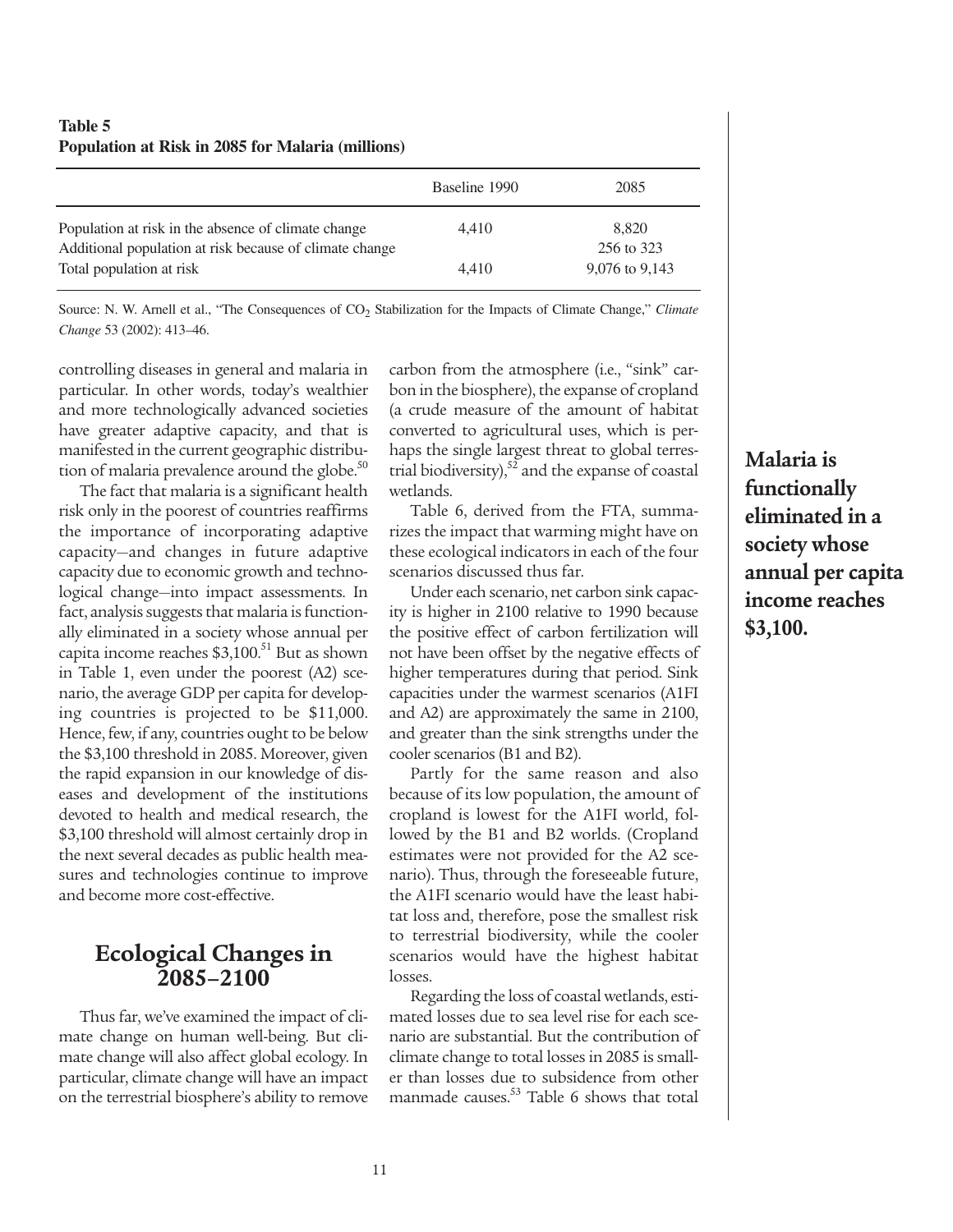**Table 5**
**Population at Risk in 2085 for Malaria (millions)**

| | Baseline 1990 | 2085 |
|---|---|---|
| Population at risk in the absence of climate change | 4,410 | 8,820 |
| Additional population at risk because of climate change | | 256 to 323 |
| Total population at risk | 4,410 | 9,076 to 9,143 |

Source: N. W. Arnell et al., "The Consequences of $CO_2$ Stabilization for the Impacts of Climate Change," *Climate Change* 53 (2002): 413–46.

controlling diseases in general and malaria in particular. In other words, today's wealthier and more technologically advanced societies have greater adaptive capacity, and that is manifested in the current geographic distribution of malaria prevalence around the globe.[50]

The fact that malaria is a significant health risk only in the poorest of countries reaffirms the importance of incorporating adaptive capacity—and changes in future adaptive capacity due to economic growth and technological change—into impact assessments. In fact, analysis suggests that malaria is functionally eliminated in a society whose annual per capita income reaches \$3,100.[51] But as shown in Table 1, even under the poorest (A2) scenario, the average GDP per capita for developing countries is projected to be \$11,000. Hence, few, if any, countries ought to be below the \$3,100 threshold in 2085. Moreover, given the rapid expansion in our knowledge of diseases and development of the institutions devoted to health and medical research, the \$3,100 threshold will almost certainly drop in the next several decades as public health measures and technologies continue to improve and become more cost-effective.

## Ecological Changes in 2085–2100

Thus far, we've examined the impact of climate change on human well-being. But climate change will also affect global ecology. In particular, climate change will have an impact on the terrestrial biosphere's ability to remove carbon from the atmosphere (i.e., "sink" carbon in the biosphere), the expanse of cropland (a crude measure of the amount of habitat converted to agricultural uses, which is perhaps the single largest threat to global terrestrial biodiversity),[52] and the expanse of coastal wetlands.

Table 6, derived from the FTA, summarizes the impact that warming might have on these ecological indicators in each of the four scenarios discussed thus far.

Under each scenario, net carbon sink capacity is higher in 2100 relative to 1990 because the positive effect of carbon fertilization will not have been offset by the negative effects of higher temperatures during that period. Sink capacities under the warmest scenarios (A1FI and A2) are approximately the same in 2100, and greater than the sink strengths under the cooler scenarios (B1 and B2).

Partly for the same reason and also because of its low population, the amount of cropland is lowest for the A1FI world, followed by the B1 and B2 worlds. (Cropland estimates were not provided for the A2 scenario). Thus, through the foreseeable future, the A1FI scenario would have the least habitat loss and, therefore, pose the smallest risk to terrestrial biodiversity, while the cooler scenarios would have the highest habitat losses.

Regarding the loss of coastal wetlands, estimated losses due to sea level rise for each scenario are substantial. But the contribution of climate change to total losses in 2085 is smaller than losses due to subsidence from other manmade causes.[53] Table 6 shows that total

**Malaria is functionally eliminated in a society whose annual per capita income reaches \$3,100.**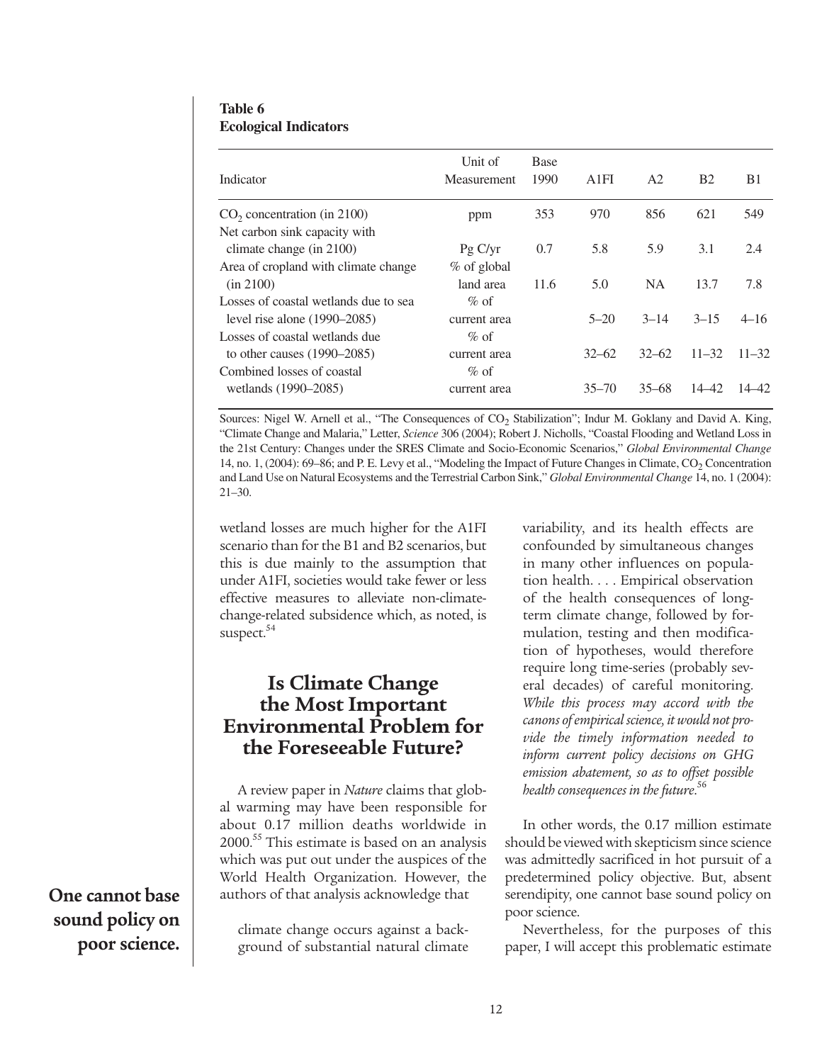**Table 6**
**Ecological Indicators**

| Indicator | Unit of Measurement | Base 1990 | A1FI | A2 | B2 | B1 |
|---|---|---|---|---|---|---|
| $CO_2$ concentration (in 2100) | ppm | 353 | 970 | 856 | 621 | 549 |
| Net carbon sink capacity with climate change (in 2100) | Pg C/yr | 0.7 | 5.8 | 5.9 | 3.1 | 2.4 |
| Area of cropland with climate change (in 2100) | % of global land area | 11.6 | 5.0 | NA | 13.7 | 7.8 |
| Losses of coastal wetlands due to sea level rise alone (1990–2085) | % of current area | | 5–20 | 3–14 | 3–15 | 4–16 |
| Losses of coastal wetlands due to other causes (1990–2085) | % of current area | | 32–62 | 32–62 | 11–32 | 11–32 |
| Combined losses of coastal wetlands (1990–2085) | % of current area | | 35–70 | 35–68 | 14–42 | 14–42 |

Sources: Nigel W. Arnell et al., "The Consequences of $CO_2$ Stabilization"; Indur M. Goklany and David A. King, "Climate Change and Malaria," Letter, *Science* 306 (2004); Robert J. Nicholls, "Coastal Flooding and Wetland Loss in the 21st Century: Changes under the SRES Climate and Socio-Economic Scenarios," *Global Environmental Change* 14, no. 1, (2004): 69–86; and P. E. Levy et al., "Modeling the Impact of Future Changes in Climate, $CO_2$ Concentration and Land Use on Natural Ecosystems and the Terrestrial Carbon Sink," *Global Environmental Change* 14, no. 1 (2004): 21–30.

wetland losses are much higher for the A1FI scenario than for the B1 and B2 scenarios, but this is due mainly to the assumption that under A1FI, societies would take fewer or less effective measures to alleviate non-climate-change-related subsidence which, as noted, is suspect.[54]

## Is Climate Change the Most Important Environmental Problem for the Foreseeable Future?

**One cannot base sound policy on poor science.**

A review paper in *Nature* claims that global warming may have been responsible for about 0.17 million deaths worldwide in 2000.[55] This estimate is based on an analysis which was put out under the auspices of the World Health Organization. However, the authors of that analysis acknowledge that

> climate change occurs against a background of substantial natural climate variability, and its health effects are confounded by simultaneous changes in many other influences on population health. . . . Empirical observation of the health consequences of long-term climate change, followed by formulation, testing and then modification of hypotheses, would therefore require long time-series (probably several decades) of careful monitoring. *While this process may accord with the canons of empirical science, it would not provide the timely information needed to inform current policy decisions on GHG emission abatement, so as to offset possible health consequences in the future*.[56]

In other words, the 0.17 million estimate should be viewed with skepticism since science was admittedly sacrificed in hot pursuit of a predetermined policy objective. But, absent serendipity, one cannot base sound policy on poor science.

Nevertheless, for the purposes of this paper, I will accept this problematic estimate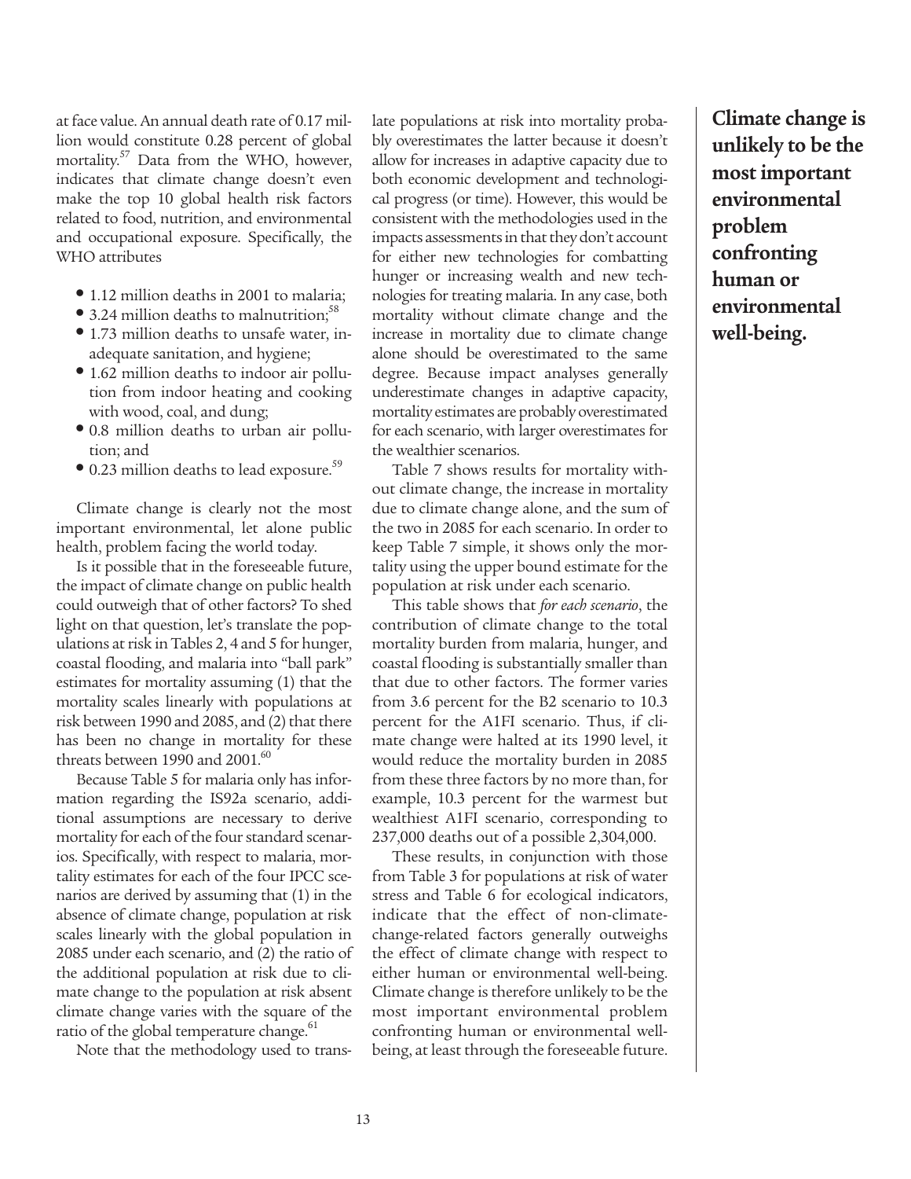at face value. An annual death rate of 0.17 million would constitute 0.28 percent of global mortality.[57] Data from the WHO, however, indicates that climate change doesn't even make the top 10 global health risk factors related to food, nutrition, and environmental and occupational exposure. Specifically, the WHO attributes

- 1.12 million deaths in 2001 to malaria;
- 3.24 million deaths to malnutrition;[58]
- 1.73 million deaths to unsafe water, inadequate sanitation, and hygiene;
- 1.62 million deaths to indoor air pollution from indoor heating and cooking with wood, coal, and dung;
- 0.8 million deaths to urban air pollution; and
- 0.23 million deaths to lead exposure.[59]

Climate change is clearly not the most important environmental, let alone public health, problem facing the world today.

Is it possible that in the foreseeable future, the impact of climate change on public health could outweigh that of other factors? To shed light on that question, let's translate the populations at risk in Tables 2, 4 and 5 for hunger, coastal flooding, and malaria into "ball park" estimates for mortality assuming (1) that the mortality scales linearly with populations at risk between 1990 and 2085, and (2) that there has been no change in mortality for these threats between 1990 and 2001.[60]

Because Table 5 for malaria only has information regarding the IS92a scenario, additional assumptions are necessary to derive mortality for each of the four standard scenarios. Specifically, with respect to malaria, mortality estimates for each of the four IPCC scenarios are derived by assuming that (1) in the absence of climate change, population at risk scales linearly with the global population in 2085 under each scenario, and (2) the ratio of the additional population at risk due to climate change to the population at risk absent climate change varies with the square of the ratio of the global temperature change.[61]

Note that the methodology used to translate populations at risk into mortality probably overestimates the latter because it doesn't allow for increases in adaptive capacity due to both economic development and technological progress (or time). However, this would be consistent with the methodologies used in the impacts assessments in that they don't account for either new technologies for combatting hunger or increasing wealth and new technologies for treating malaria. In any case, both mortality without climate change and the increase in mortality due to climate change alone should be overestimated to the same degree. Because impact analyses generally underestimate changes in adaptive capacity, mortality estimates are probably overestimated for each scenario, with larger overestimates for the wealthier scenarios.

Table 7 shows results for mortality without climate change, the increase in mortality due to climate change alone, and the sum of the two in 2085 for each scenario. In order to keep Table 7 simple, it shows only the mortality using the upper bound estimate for the population at risk under each scenario.

This table shows that *for each scenario*, the contribution of climate change to the total mortality burden from malaria, hunger, and coastal flooding is substantially smaller than that due to other factors. The former varies from 3.6 percent for the B2 scenario to 10.3 percent for the A1FI scenario. Thus, if climate change were halted at its 1990 level, it would reduce the mortality burden in 2085 from these three factors by no more than, for example, 10.3 percent for the warmest but wealthiest A1FI scenario, corresponding to 237,000 deaths out of a possible 2,304,000.

These results, in conjunction with those from Table 3 for populations at risk of water stress and Table 6 for ecological indicators, indicate that the effect of non-climate-change-related factors generally outweighs the effect of climate change with respect to either human or environmental well-being. Climate change is therefore unlikely to be the most important environmental problem confronting human or environmental well-being, at least through the foreseeable future.

**Climate change is unlikely to be the most important environmental problem confronting human or environmental well-being.**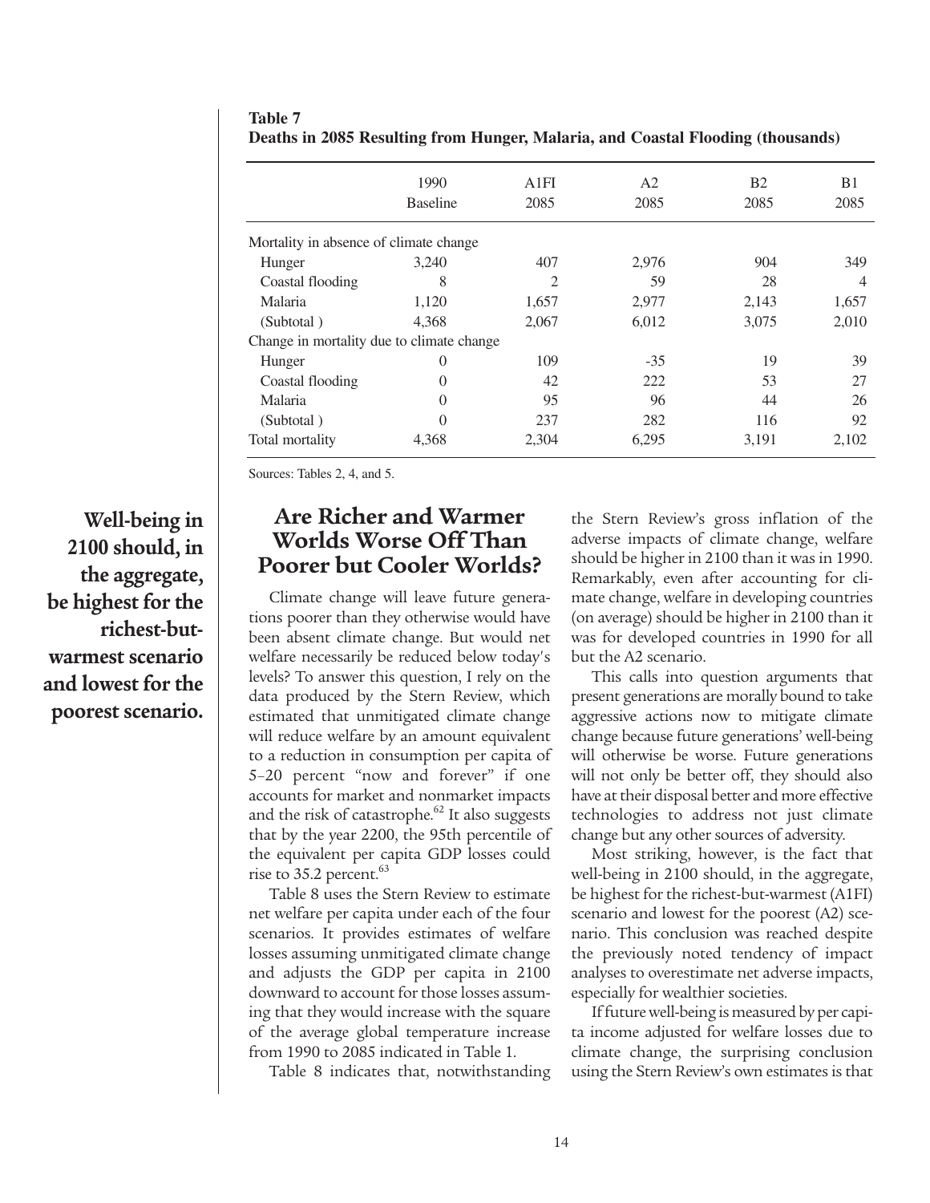**Table 7**
**Deaths in 2085 Resulting from Hunger, Malaria, and Coastal Flooding (thousands)**

| | 1990 Baseline | A1FI 2085 | A2 2085 | B2 2085 | B1 2085 |
|---|---|---|---|---|---|
| Mortality in absence of climate change | | | | | |
| Hunger | 3,240 | 407 | 2,976 | 904 | 349 |
| Coastal flooding | 8 | 2 | 59 | 28 | 4 |
| Malaria | 1,120 | 1,657 | 2,977 | 2,143 | 1,657 |
| (Subtotal ) | 4,368 | 2,067 | 6,012 | 3,075 | 2,010 |
| Change in mortality due to climate change | | | | | |
| Hunger | 0 | 109 | -35 | 19 | 39 |
| Coastal flooding | 0 | 42 | 222 | 53 | 27 |
| Malaria | 0 | 95 | 96 | 44 | 26 |
| (Subtotal ) | 0 | 237 | 282 | 116 | 92 |
| Total mortality | 4,368 | 2,304 | 6,295 | 3,191 | 2,102 |

Sources: Tables 2, 4, and 5.

## Are Richer and Warmer Worlds Worse Off Than Poorer but Cooler Worlds?

**Well-being in 2100 should, in the aggregate, be highest for the richest-but-warmest scenario and lowest for the poorest scenario.**

Climate change will leave future generations poorer than they otherwise would have been absent climate change. But would net welfare necessarily be reduced below today's levels? To answer this question, I rely on the data produced by the Stern Review, which estimated that unmitigated climate change will reduce welfare by an amount equivalent to a reduction in consumption per capita of 5–20 percent "now and forever" if one accounts for market and nonmarket impacts and the risk of catastrophe.[62] It also suggests that by the year 2200, the 95th percentile of the equivalent per capita GDP losses could rise to 35.2 percent.[63]

Table 8 uses the Stern Review to estimate net welfare per capita under each of the four scenarios. It provides estimates of welfare losses assuming unmitigated climate change and adjusts the GDP per capita in 2100 downward to account for those losses assuming that they would increase with the square of the average global temperature increase from 1990 to 2085 indicated in Table 1.

Table 8 indicates that, notwithstanding the Stern Review's gross inflation of the adverse impacts of climate change, welfare should be higher in 2100 than it was in 1990. Remarkably, even after accounting for climate change, welfare in developing countries (on average) should be higher in 2100 than it was for developed countries in 1990 for all but the A2 scenario.

This calls into question arguments that present generations are morally bound to take aggressive actions now to mitigate climate change because future generations' well-being will otherwise be worse. Future generations will not only be better off, they should also have at their disposal better and more effective technologies to address not just climate change but any other sources of adversity.

Most striking, however, is the fact that well-being in 2100 should, in the aggregate, be highest for the richest-but-warmest (A1FI) scenario and lowest for the poorest (A2) scenario. This conclusion was reached despite the previously noted tendency of impact analyses to overestimate net adverse impacts, especially for wealthier societies.

If future well-being is measured by per capita income adjusted for welfare losses due to climate change, the surprising conclusion using the Stern Review's own estimates is that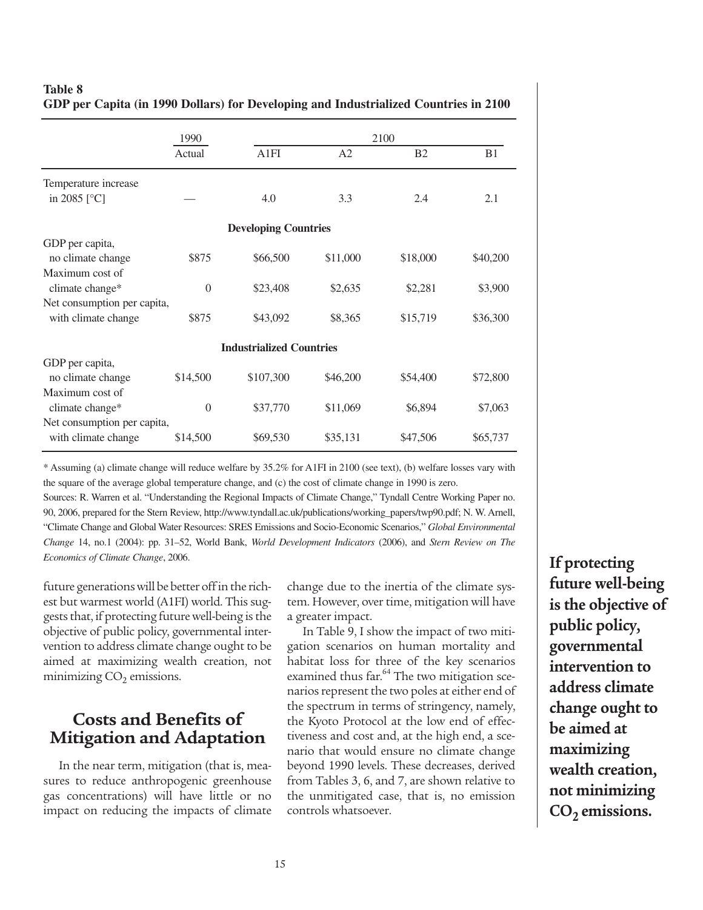**Table 8**
**GDP per Capita (in 1990 Dollars) for Developing and Industrialized Countries in 2100**

| | 1990 | 2100 | | | |
|---|---|---|---|---|---|
| | Actual | A1FI | A2 | B2 | B1 |
| Temperature increase in 2085 [°C] | — | 4.0 | 3.3 | 2.4 | 2.1 |
| **Developing Countries** | | | | | |
| GDP per capita, no climate change | \$875 | \$66,500 | \$11,000 | \$18,000 | \$40,200 |
| Maximum cost of climate change* | 0 | \$23,408 | \$2,635 | \$2,281 | \$3,900 |
| Net consumption per capita, with climate change | \$875 | \$43,092 | \$8,365 | \$15,719 | \$36,300 |
| **Industrialized Countries** | | | | | |
| GDP per capita, no climate change | \$14,500 | \$107,300 | \$46,200 | \$54,400 | \$72,800 |
| Maximum cost of climate change* | 0 | \$37,770 | \$11,069 | \$6,894 | \$7,063 |
| Net consumption per capita, with climate change | \$14,500 | \$69,530 | \$35,131 | \$47,506 | \$65,737 |

\* Assuming (a) climate change will reduce welfare by 35.2% for A1FI in 2100 (see text), (b) welfare losses vary with the square of the average global temperature change, and (c) the cost of climate change in 1990 is zero.

Sources: R. Warren et al. "Understanding the Regional Impacts of Climate Change," Tyndall Centre Working Paper no. 90, 2006, prepared for the Stern Review, http://www.tyndall.ac.uk/publications/working_papers/twp90.pdf; N. W. Arnell, "Climate Change and Global Water Resources: SRES Emissions and Socio-Economic Scenarios," *Global Environmental Change* 14, no.1 (2004): pp. 31–52, World Bank, *World Development Indicators* (2006), and *Stern Review on The Economics of Climate Change*, 2006.

future generations will be better off in the richest but warmest world (A1FI) world. This suggests that, if protecting future well-being is the objective of public policy, governmental intervention to address climate change ought to be aimed at maximizing wealth creation, not minimizing $CO_2$ emissions.

## Costs and Benefits of Mitigation and Adaptation

In the near term, mitigation (that is, measures to reduce anthropogenic greenhouse gas concentrations) will have little or no impact on reducing the impacts of climate change due to the inertia of the climate system. However, over time, mitigation will have a greater impact.

In Table 9, I show the impact of two mitigation scenarios on human mortality and habitat loss for three of the key scenarios examined thus far.[64] The two mitigation scenarios represent the two poles at either end of the spectrum in terms of stringency, namely, the Kyoto Protocol at the low end of effectiveness and cost and, at the high end, a scenario that would ensure no climate change beyond 1990 levels. These decreases, derived from Tables 3, 6, and 7, are shown relative to the unmitigated case, that is, no emission controls whatsoever.

**If protecting future well-being is the objective of public policy, governmental intervention to address climate change ought to be aimed at maximizing wealth creation, not minimizing $CO_2$ emissions.**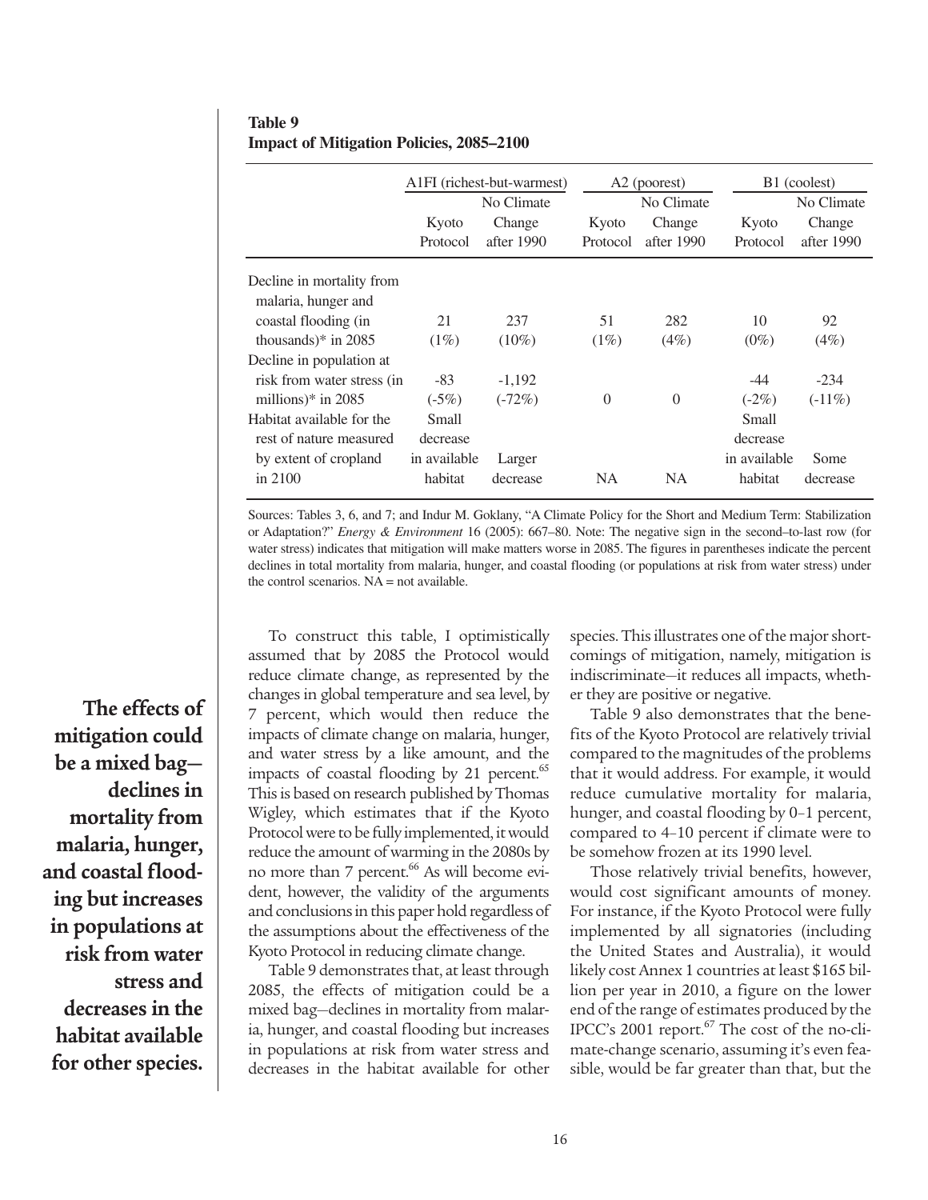**Table 9**
**Impact of Mitigation Policies, 2085–2100**

| | A1FI (richest-but-warmest) | | A2 (poorest) | | B1 (coolest) | |
|---|---|---|---|---|---|---|
| | Kyoto Protocol | No Climate Change after 1990 | Kyoto Protocol | No Climate Change after 1990 | Kyoto Protocol | No Climate Change after 1990 |
| Decline in mortality from malaria, hunger and coastal flooding (in thousands)* in 2085 | 21 (1%) | 237 (10%) | 51 (1%) | 282 (4%) | 10 (0%) | 92 (4%) |
| Decline in population at risk from water stress (in millions)* in 2085 | -83 (-5%) | -1,192 (-72%) | 0 | 0 | -44 (-2%) | -234 (-11%) |
| Habitat available for the rest of nature measured by extent of cropland in 2100 | Small decrease in available habitat | Larger decrease | NA | NA | Small decrease in available habitat | Some decrease |

Sources: Tables 3, 6, and 7; and Indur M. Goklany, "A Climate Policy for the Short and Medium Term: Stabilization or Adaptation?" *Energy & Environment* 16 (2005): 667–80. Note: The negative sign in the second–to-last row (for water stress) indicates that mitigation will make matters worse in 2085. The figures in parentheses indicate the percent declines in total mortality from malaria, hunger, and coastal flooding (or populations at risk from water stress) under the control scenarios. NA = not available.

**The effects of mitigation could be a mixed bag—declines in mortality from malaria, hunger, and coastal flooding but increases in populations at risk from water stress and decreases in the habitat available for other species.**

To construct this table, I optimistically assumed that by 2085 the Protocol would reduce climate change, as represented by the changes in global temperature and sea level, by 7 percent, which would then reduce the impacts of climate change on malaria, hunger, and water stress by a like amount, and the impacts of coastal flooding by 21 percent.[65] This is based on research published by Thomas Wigley, which estimates that if the Kyoto Protocol were to be fully implemented, it would reduce the amount of warming in the 2080s by no more than 7 percent.[66] As will become evident, however, the validity of the arguments and conclusions in this paper hold regardless of the assumptions about the effectiveness of the Kyoto Protocol in reducing climate change.

Table 9 demonstrates that, at least through 2085, the effects of mitigation could be a mixed bag—declines in mortality from malaria, hunger, and coastal flooding but increases in populations at risk from water stress and decreases in the habitat available for other species. This illustrates one of the major shortcomings of mitigation, namely, mitigation is indiscriminate—it reduces all impacts, whether they are positive or negative.

Table 9 also demonstrates that the benefits of the Kyoto Protocol are relatively trivial compared to the magnitudes of the problems that it would address. For example, it would reduce cumulative mortality for malaria, hunger, and coastal flooding by 0–1 percent, compared to 4–10 percent if climate were to be somehow frozen at its 1990 level.

Those relatively trivial benefits, however, would cost significant amounts of money. For instance, if the Kyoto Protocol were fully implemented by all signatories (including the United States and Australia), it would likely cost Annex 1 countries at least $165 billion per year in 2010, a figure on the lower end of the range of estimates produced by the IPCC's 2001 report.[67] The cost of the no-climate-change scenario, assuming it's even feasible, would be far greater than that, but the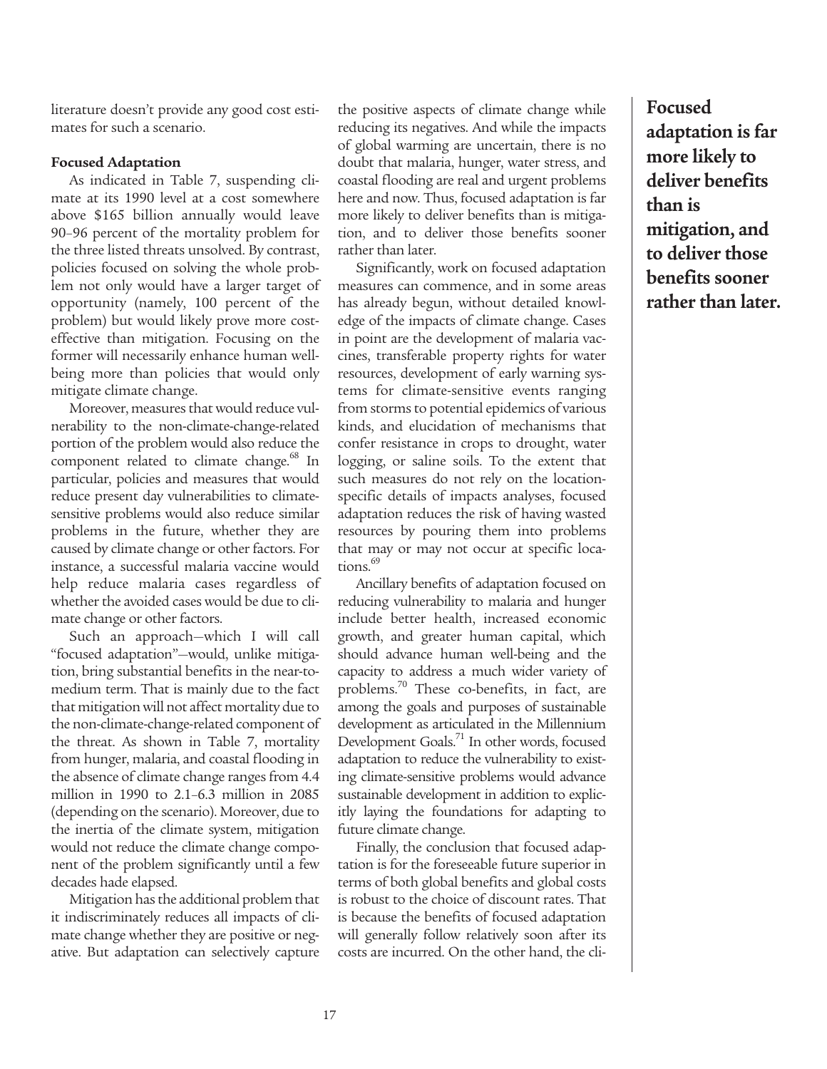literature doesn't provide any good cost estimates for such a scenario.

### Focused Adaptation

As indicated in Table 7, suspending climate at its 1990 level at a cost somewhere above $165 billion annually would leave 90–96 percent of the mortality problem for the three listed threats unsolved. By contrast, policies focused on solving the whole problem not only would have a larger target of opportunity (namely, 100 percent of the problem) but would likely prove more cost-effective than mitigation. Focusing on the former will necessarily enhance human well-being more than policies that would only mitigate climate change.

Moreover, measures that would reduce vulnerability to the non-climate-change-related portion of the problem would also reduce the component related to climate change.[68] In particular, policies and measures that would reduce present day vulnerabilities to climate-sensitive problems would also reduce similar problems in the future, whether they are caused by climate change or other factors. For instance, a successful malaria vaccine would help reduce malaria cases regardless of whether the avoided cases would be due to climate change or other factors.

Such an approach—which I will call "focused adaptation"—would, unlike mitigation, bring substantial benefits in the near-to-medium term. That is mainly due to the fact that mitigation will not affect mortality due to the non-climate-change-related component of the threat. As shown in Table 7, mortality from hunger, malaria, and coastal flooding in the absence of climate change ranges from 4.4 million in 1990 to 2.1–6.3 million in 2085 (depending on the scenario). Moreover, due to the inertia of the climate system, mitigation would not reduce the climate change component of the problem significantly until a few decades hade elapsed.

Mitigation has the additional problem that it indiscriminately reduces all impacts of climate change whether they are positive or negative. But adaptation can selectively capture the positive aspects of climate change while reducing its negatives. And while the impacts of global warming are uncertain, there is no doubt that malaria, hunger, water stress, and coastal flooding are real and urgent problems here and now. Thus, focused adaptation is far more likely to deliver benefits than is mitigation, and to deliver those benefits sooner rather than later.

Significantly, work on focused adaptation measures can commence, and in some areas has already begun, without detailed knowledge of the impacts of climate change. Cases in point are the development of malaria vaccines, transferable property rights for water resources, development of early warning systems for climate-sensitive events ranging from storms to potential epidemics of various kinds, and elucidation of mechanisms that confer resistance in crops to drought, water logging, or saline soils. To the extent that such measures do not rely on the location-specific details of impacts analyses, focused adaptation reduces the risk of having wasted resources by pouring them into problems that may or may not occur at specific locations.[69]

Ancillary benefits of adaptation focused on reducing vulnerability to malaria and hunger include better health, increased economic growth, and greater human capital, which should advance human well-being and the capacity to address a much wider variety of problems.[70] These co-benefits, in fact, are among the goals and purposes of sustainable development as articulated in the Millennium Development Goals.[71] In other words, focused adaptation to reduce the vulnerability to existing climate-sensitive problems would advance sustainable development in addition to explicitly laying the foundations for adapting to future climate change.

Finally, the conclusion that focused adaptation is for the foreseeable future superior in terms of both global benefits and global costs is robust to the choice of discount rates. That is because the benefits of focused adaptation will generally follow relatively soon after its costs are incurred. On the other hand, the cli-

**Focused adaptation is far more likely to deliver benefits than is mitigation, and to deliver those benefits sooner rather than later.**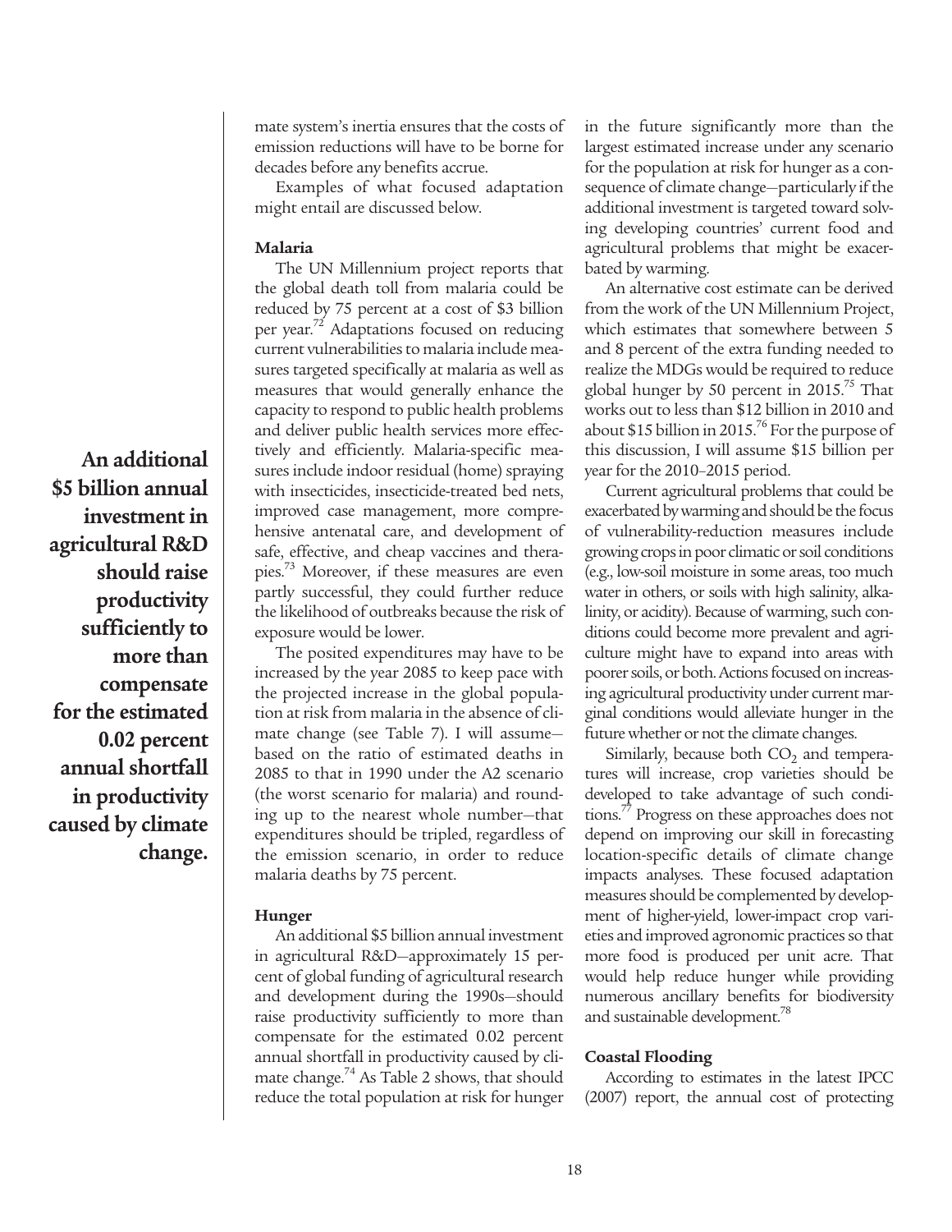mate system's inertia ensures that the costs of emission reductions will have to be borne for decades before any benefits accrue.

Examples of what focused adaptation might entail are discussed below.

**An additional $5 billion annual investment in agricultural R&D should raise productivity sufficiently to more than compensate for the estimated 0.02 percent annual shortfall in productivity caused by climate change.**

### Malaria

The UN Millennium project reports that the global death toll from malaria could be reduced by 75 percent at a cost of $3 billion per year.[72] Adaptations focused on reducing current vulnerabilities to malaria include measures targeted specifically at malaria as well as measures that would generally enhance the capacity to respond to public health problems and deliver public health services more effectively and efficiently. Malaria-specific measures include indoor residual (home) spraying with insecticides, insecticide-treated bed nets, improved case management, more comprehensive antenatal care, and development of safe, effective, and cheap vaccines and therapies.[73] Moreover, if these measures are even partly successful, they could further reduce the likelihood of outbreaks because the risk of exposure would be lower.

The posited expenditures may have to be increased by the year 2085 to keep pace with the projected increase in the global population at risk from malaria in the absence of climate change (see Table 7). I will assume—based on the ratio of estimated deaths in 2085 to that in 1990 under the A2 scenario (the worst scenario for malaria) and rounding up to the nearest whole number—that expenditures should be tripled, regardless of the emission scenario, in order to reduce malaria deaths by 75 percent.

### Hunger

An additional $5 billion annual investment in agricultural R&D—approximately 15 percent of global funding of agricultural research and development during the 1990s—should raise productivity sufficiently to more than compensate for the estimated 0.02 percent annual shortfall in productivity caused by climate change.[74] As Table 2 shows, that should reduce the total population at risk for hunger in the future significantly more than the largest estimated increase under any scenario for the population at risk for hunger as a consequence of climate change—particularly if the additional investment is targeted toward solving developing countries' current food and agricultural problems that might be exacerbated by warming.

An alternative cost estimate can be derived from the work of the UN Millennium Project, which estimates that somewhere between 5 and 8 percent of the extra funding needed to realize the MDGs would be required to reduce global hunger by 50 percent in 2015.[75] That works out to less than $12 billion in 2010 and about $15 billion in 2015.[76] For the purpose of this discussion, I will assume $15 billion per year for the 2010–2015 period.

Current agricultural problems that could be exacerbated by warming and should be the focus of vulnerability-reduction measures include growing crops in poor climatic or soil conditions (e.g., low-soil moisture in some areas, too much water in others, or soils with high salinity, alkalinity, or acidity). Because of warming, such conditions could become more prevalent and agriculture might have to expand into areas with poorer soils, or both. Actions focused on increasing agricultural productivity under current marginal conditions would alleviate hunger in the future whether or not the climate changes.

Similarly, because both $CO_2$ and temperatures will increase, crop varieties should be developed to take advantage of such conditions.[77] Progress on these approaches does not depend on improving our skill in forecasting location-specific details of climate change impacts analyses. These focused adaptation measures should be complemented by development of higher-yield, lower-impact crop varieties and improved agronomic practices so that more food is produced per unit acre. That would help reduce hunger while providing numerous ancillary benefits for biodiversity and sustainable development.[78]

### Coastal Flooding

According to estimates in the latest IPCC (2007) report, the annual cost of protecting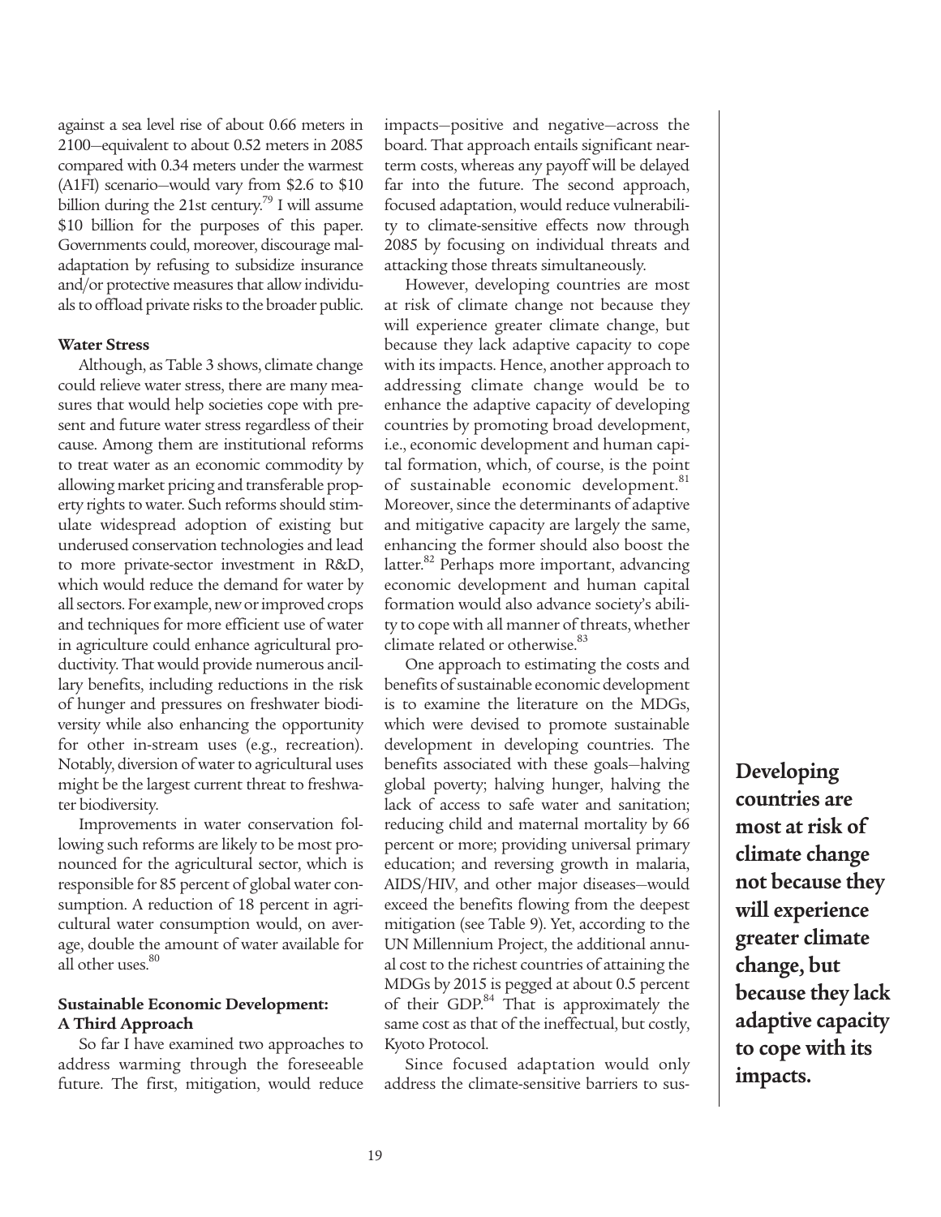against a sea level rise of about 0.66 meters in 2100—equivalent to about 0.52 meters in 2085 compared with 0.34 meters under the warmest (A1FI) scenario—would vary from $2.6 to $10 billion during the 21st century.[79] I will assume $10 billion for the purposes of this paper. Governments could, moreover, discourage maladaptation by refusing to subsidize insurance and/or protective measures that allow individuals to offload private risks to the broader public.

**Water Stress**

Although, as Table 3 shows, climate change could relieve water stress, there are many measures that would help societies cope with present and future water stress regardless of their cause. Among them are institutional reforms to treat water as an economic commodity by allowing market pricing and transferable property rights to water. Such reforms should stimulate widespread adoption of existing but underused conservation technologies and lead to more private-sector investment in R&D, which would reduce the demand for water by all sectors. For example, new or improved crops and techniques for more efficient use of water in agriculture could enhance agricultural productivity. That would provide numerous ancillary benefits, including reductions in the risk of hunger and pressures on freshwater biodiversity while also enhancing the opportunity for other in-stream uses (e.g., recreation). Notably, diversion of water to agricultural uses might be the largest current threat to freshwater biodiversity.

Improvements in water conservation following such reforms are likely to be most pronounced for the agricultural sector, which is responsible for 85 percent of global water consumption. A reduction of 18 percent in agricultural water consumption would, on average, double the amount of water available for all other uses.[80]

**Sustainable Economic Development: A Third Approach**

So far I have examined two approaches to address warming through the foreseeable future. The first, mitigation, would reduce impacts—positive and negative—across the board. That approach entails significant near-term costs, whereas any payoff will be delayed far into the future. The second approach, focused adaptation, would reduce vulnerability to climate-sensitive effects now through 2085 by focusing on individual threats and attacking those threats simultaneously.

However, developing countries are most at risk of climate change not because they will experience greater climate change, but because they lack adaptive capacity to cope with its impacts. Hence, another approach to addressing climate change would be to enhance the adaptive capacity of developing countries by promoting broad development, i.e., economic development and human capital formation, which, of course, is the point of sustainable economic development.[81] Moreover, since the determinants of adaptive and mitigative capacity are largely the same, enhancing the former should also boost the latter.[82] Perhaps more important, advancing economic development and human capital formation would also advance society's ability to cope with all manner of threats, whether climate related or otherwise.[83]

One approach to estimating the costs and benefits of sustainable economic development is to examine the literature on the MDGs, which were devised to promote sustainable development in developing countries. The benefits associated with these goals—halving global poverty; halving hunger, halving the lack of access to safe water and sanitation; reducing child and maternal mortality by 66 percent or more; providing universal primary education; and reversing growth in malaria, AIDS/HIV, and other major diseases—would exceed the benefits flowing from the deepest mitigation (see Table 9). Yet, according to the UN Millennium Project, the additional annual cost to the richest countries of attaining the MDGs by 2015 is pegged at about 0.5 percent of their GDP.[84] That is approximately the same cost as that of the ineffectual, but costly, Kyoto Protocol.

Since focused adaptation would only address the climate-sensitive barriers to sus-

**Developing countries are most at risk of climate change not because they will experience greater climate change, but because they lack adaptive capacity to cope with its impacts.**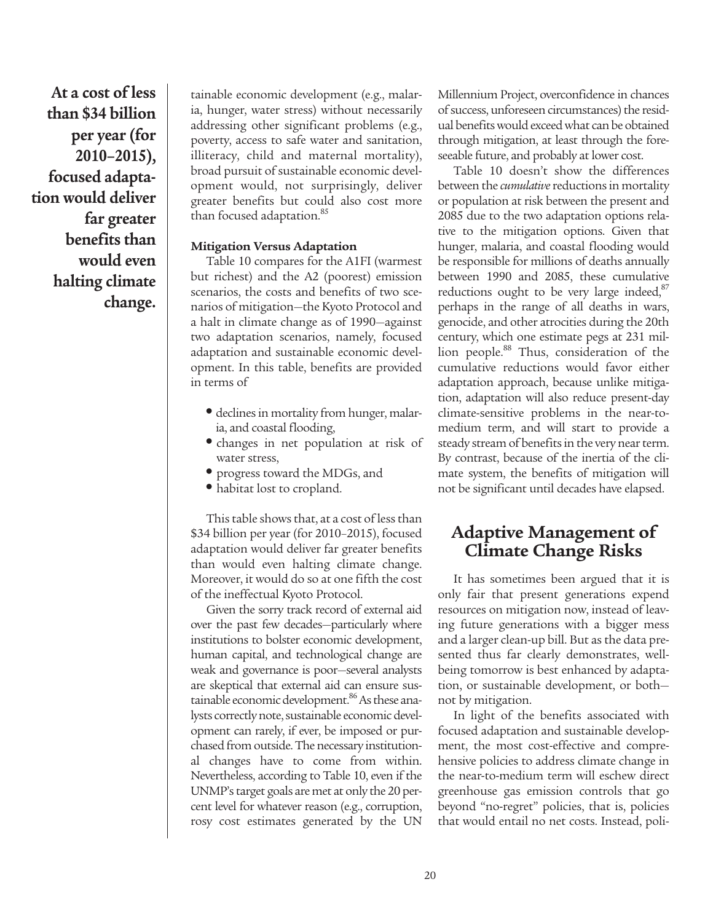**At a cost of less than $34 billion per year (for 2010–2015), focused adaptation would deliver far greater benefits than would even halting climate change.**

tainable economic development (e.g., malaria, hunger, water stress) without necessarily addressing other significant problems (e.g., poverty, access to safe water and sanitation, illiteracy, child and maternal mortality), broad pursuit of sustainable economic development would, not surprisingly, deliver greater benefits but could also cost more than focused adaptation.[85]

#### Mitigation Versus Adaptation

Table 10 compares for the A1FI (warmest but richest) and the A2 (poorest) emission scenarios, the costs and benefits of two scenarios of mitigation—the Kyoto Protocol and a halt in climate change as of 1990—against two adaptation scenarios, namely, focused adaptation and sustainable economic development. In this table, benefits are provided in terms of

- declines in mortality from hunger, malaria, and coastal flooding,
- changes in net population at risk of water stress,
- progress toward the MDGs, and
- habitat lost to cropland.

This table shows that, at a cost of less than $34 billion per year (for 2010–2015), focused adaptation would deliver far greater benefits than would even halting climate change. Moreover, it would do so at one fifth the cost of the ineffectual Kyoto Protocol.

Given the sorry track record of external aid over the past few decades—particularly where institutions to bolster economic development, human capital, and technological change are weak and governance is poor—several analysts are skeptical that external aid can ensure sustainable economic development.[86] As these analysts correctly note, sustainable economic development can rarely, if ever, be imposed or purchased from outside. The necessary institutional changes have to come from within. Nevertheless, according to Table 10, even if the UNMP's target goals are met at only the 20 percent level for whatever reason (e.g., corruption, rosy cost estimates generated by the UN Millennium Project, overconfidence in chances of success, unforeseen circumstances) the residual benefits would exceed what can be obtained through mitigation, at least through the foreseeable future, and probably at lower cost.

Table 10 doesn't show the differences between the *cumulative* reductions in mortality or population at risk between the present and 2085 due to the two adaptation options relative to the mitigation options. Given that hunger, malaria, and coastal flooding would be responsible for millions of deaths annually between 1990 and 2085, these cumulative reductions ought to be very large indeed,[87] perhaps in the range of all deaths in wars, genocide, and other atrocities during the 20th century, which one estimate pegs at 231 million people.[88] Thus, consideration of the cumulative reductions would favor either adaptation approach, because unlike mitigation, adaptation will also reduce present-day climate-sensitive problems in the near-to-medium term, and will start to provide a steady stream of benefits in the very near term. By contrast, because of the inertia of the climate system, the benefits of mitigation will not be significant until decades have elapsed.

## Adaptive Management of Climate Change Risks

It has sometimes been argued that it is only fair that present generations expend resources on mitigation now, instead of leaving future generations with a bigger mess and a larger clean-up bill. But as the data presented thus far clearly demonstrates, well-being tomorrow is best enhanced by adaptation, or sustainable development, or both—not by mitigation.

In light of the benefits associated with focused adaptation and sustainable development, the most cost-effective and comprehensive policies to address climate change in the near-to-medium term will eschew direct greenhouse gas emission controls that go beyond "no-regret" policies, that is, policies that would entail no net costs. Instead, poli-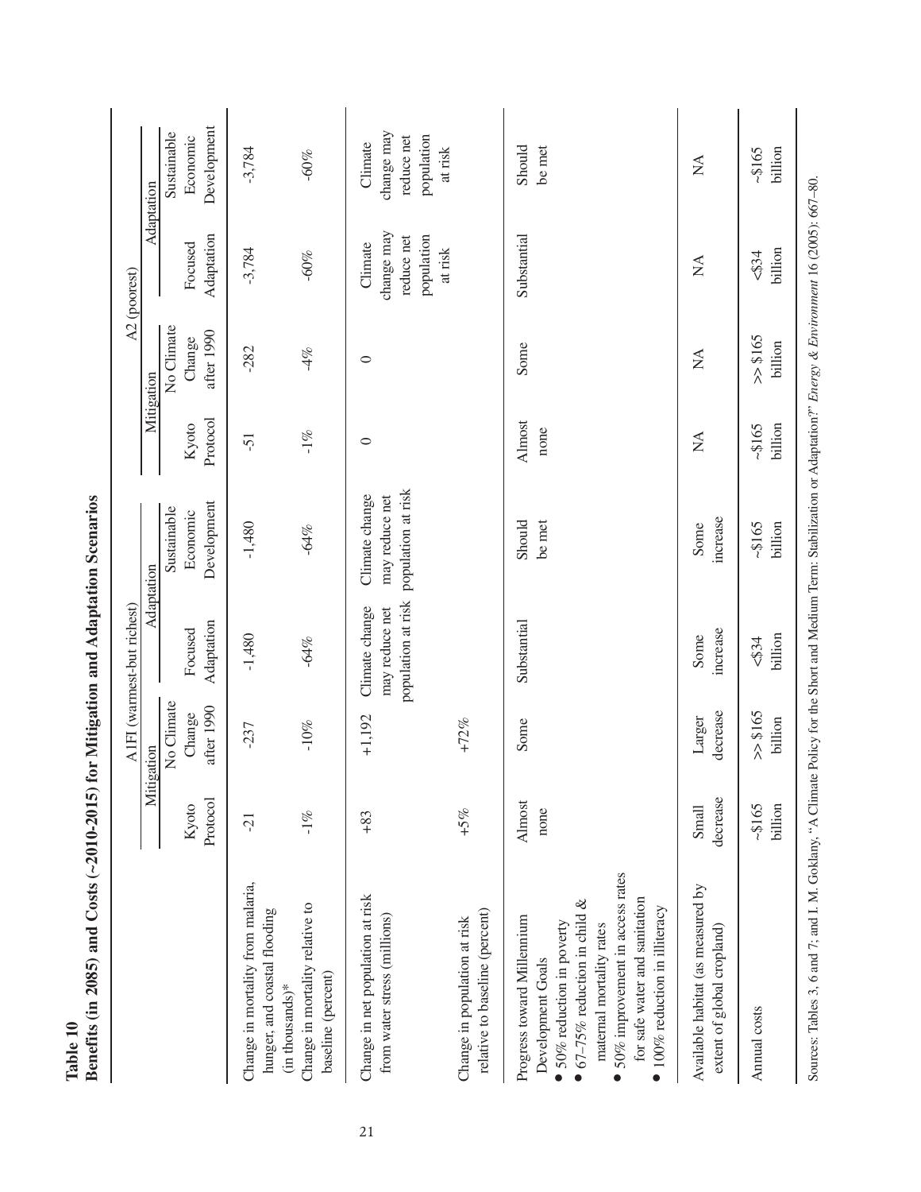**Table 10**
**Benefits (in 2085) and Costs (~2010-2015) for Mitigation and Adaptation Scenarios**

| | A1FI (warmest-but richest) | | | | A2 (poorest) | | | |
|---|---|---|---|---|---|---|---|---|
| | Mitigation | | Adaptation | | Mitigation | | Adaptation | |
| | Kyoto Protocol | No Climate Change after 1990 | Focused Adaptation | Sustainable Economic Development | Kyoto Protocol | No Climate Change after 1990 | Focused Adaptation | Sustainable Economic Development |
| Change in mortality from malaria, hunger, and coastal flooding (in thousands)* | -21 | -237 | -1,480 | -1,480 | -51 | -282 | -3,784 | -3,784 |
| Change in mortality relative to baseline (percent) | -1% | -10% | -64% | -64% | -1% | -4% | -60% | -60% |
| Change in net population at risk from water stress (millions) | +83 | +1,192 | Climate change may reduce net population at risk | Climate change may reduce net population at risk | 0 | 0 | Climate change may reduce net population at risk | Climate change may reduce net population at risk |
| Change in population at risk relative to baseline (percent) | +5% | +72% | | | | | | |
| Progress toward Millennium Development Goals<br>• 50% reduction in poverty<br>• 67–75% reduction in child & maternal mortality rates<br>• 50% improvement in access rates for safe water and sanitation<br>• 100% reduction in illiteracy | Almost none | Some | Substantial | Should be met | Almost none | Some | Substantial | Should be met |
| Available habitat (as measured by extent of global cropland) | Small decrease | Larger decrease | Some increase | Some increase | NA | NA | NA | NA |
| Annual costs | ~$165 billion | >> $165 billion | <$34 billion | ~$165 billion | ~$165 billion | >> $165 billion | <$34 billion | ~$165 billion |

Sources: Tables 3, 6 and 7; and I. M. Goklany, "A Climate Policy for the Short and Medium Term: Stabilization or Adaptation?" *Energy & Environment* 16 (2005): 667–80.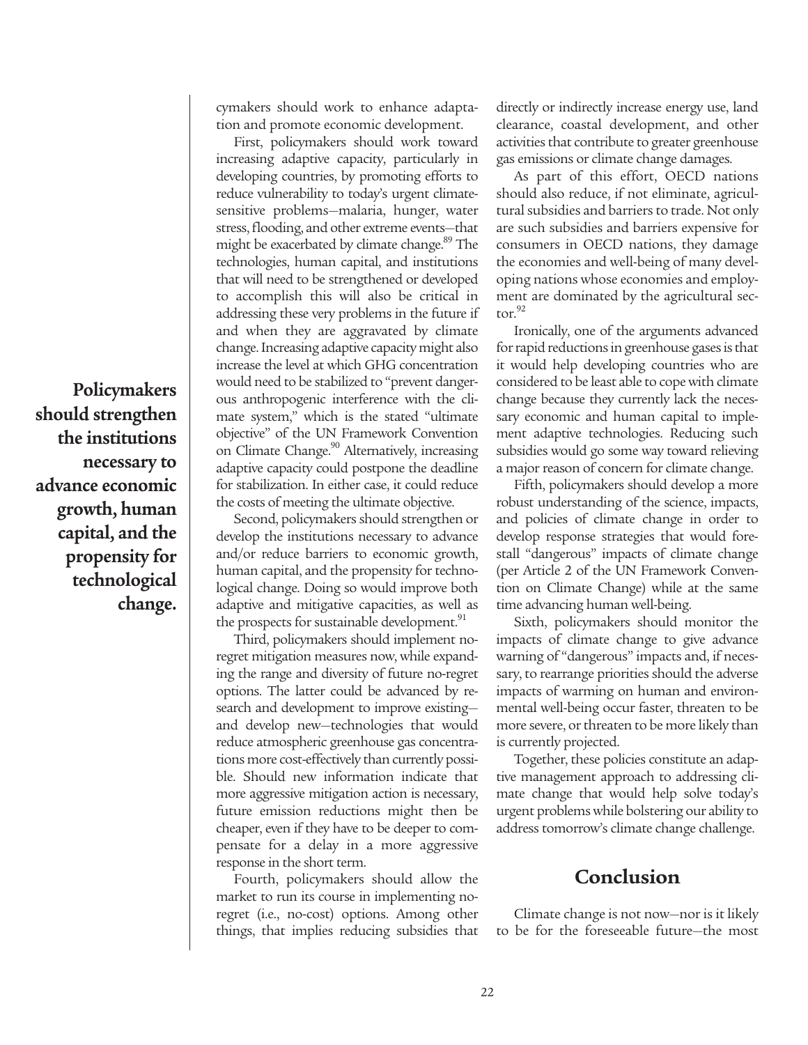cymakers should work to enhance adaptation and promote economic development.

First, policymakers should work toward increasing adaptive capacity, particularly in developing countries, by promoting efforts to reduce vulnerability to today's urgent climate-sensitive problems—malaria, hunger, water stress, flooding, and other extreme events—that might be exacerbated by climate change.[89] The technologies, human capital, and institutions that will need to be strengthened or developed to accomplish this will also be critical in addressing these very problems in the future if and when they are aggravated by climate change. Increasing adaptive capacity might also increase the level at which GHG concentration would need to be stabilized to "prevent dangerous anthropogenic interference with the climate system," which is the stated "ultimate objective" of the UN Framework Convention on Climate Change.[90] Alternatively, increasing adaptive capacity could postpone the deadline for stabilization. In either case, it could reduce the costs of meeting the ultimate objective.

**Policymakers should strengthen the institutions necessary to advance economic growth, human capital, and the propensity for technological change.**

Second, policymakers should strengthen or develop the institutions necessary to advance and/or reduce barriers to economic growth, human capital, and the propensity for technological change. Doing so would improve both adaptive and mitigative capacities, as well as the prospects for sustainable development.[91]

Third, policymakers should implement no-regret mitigation measures now, while expanding the range and diversity of future no-regret options. The latter could be advanced by research and development to improve existing—and develop new—technologies that would reduce atmospheric greenhouse gas concentrations more cost-effectively than currently possible. Should new information indicate that more aggressive mitigation action is necessary, future emission reductions might then be cheaper, even if they have to be deeper to compensate for a delay in a more aggressive response in the short term.

Fourth, policymakers should allow the market to run its course in implementing no-regret (i.e., no-cost) options. Among other things, that implies reducing subsidies that directly or indirectly increase energy use, land clearance, coastal development, and other activities that contribute to greater greenhouse gas emissions or climate change damages.

As part of this effort, OECD nations should also reduce, if not eliminate, agricultural subsidies and barriers to trade. Not only are such subsidies and barriers expensive for consumers in OECD nations, they damage the economies and well-being of many developing nations whose economies and employment are dominated by the agricultural sector.[92]

Ironically, one of the arguments advanced for rapid reductions in greenhouse gases is that it would help developing countries who are considered to be least able to cope with climate change because they currently lack the necessary economic and human capital to implement adaptive technologies. Reducing such subsidies would go some way toward relieving a major reason of concern for climate change.

Fifth, policymakers should develop a more robust understanding of the science, impacts, and policies of climate change in order to develop response strategies that would forestall "dangerous" impacts of climate change (per Article 2 of the UN Framework Convention on Climate Change) while at the same time advancing human well-being.

Sixth, policymakers should monitor the impacts of climate change to give advance warning of "dangerous" impacts and, if necessary, to rearrange priorities should the adverse impacts of warming on human and environmental well-being occur faster, threaten to be more severe, or threaten to be more likely than is currently projected.

Together, these policies constitute an adaptive management approach to addressing climate change that would help solve today's urgent problems while bolstering our ability to address tomorrow's climate change challenge.

## Conclusion

Climate change is not now—nor is it likely to be for the foreseeable future—the most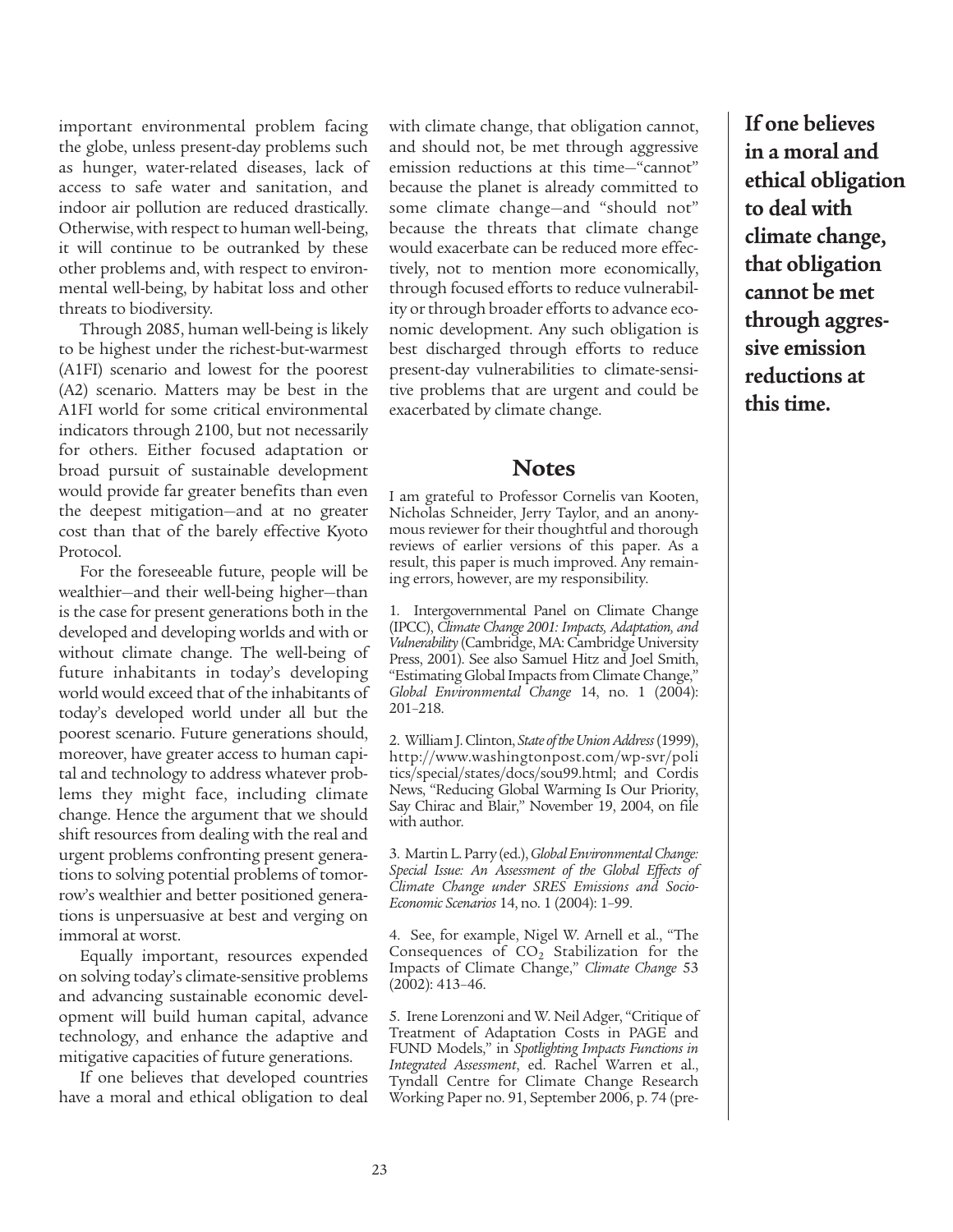important environmental problem facing the globe, unless present-day problems such as hunger, water-related diseases, lack of access to safe water and sanitation, and indoor air pollution are reduced drastically. Otherwise, with respect to human well-being, it will continue to be outranked by these other problems and, with respect to environmental well-being, by habitat loss and other threats to biodiversity.

Through 2085, human well-being is likely to be highest under the richest-but-warmest (A1FI) scenario and lowest for the poorest (A2) scenario. Matters may be best in the A1FI world for some critical environmental indicators through 2100, but not necessarily for others. Either focused adaptation or broad pursuit of sustainable development would provide far greater benefits than even the deepest mitigation—and at no greater cost than that of the barely effective Kyoto Protocol.

For the foreseeable future, people will be wealthier—and their well-being higher—than is the case for present generations both in the developed and developing worlds and with or without climate change. The well-being of future inhabitants in today's developing world would exceed that of the inhabitants of today's developed world under all but the poorest scenario. Future generations should, moreover, have greater access to human capital and technology to address whatever problems they might face, including climate change. Hence the argument that we should shift resources from dealing with the real and urgent problems confronting present generations to solving potential problems of tomorrow's wealthier and better positioned generations is unpersuasive at best and verging on immoral at worst.

Equally important, resources expended on solving today's climate-sensitive problems and advancing sustainable economic development will build human capital, advance technology, and enhance the adaptive and mitigative capacities of future generations.

If one believes that developed countries have a moral and ethical obligation to deal with climate change, that obligation cannot, and should not, be met through aggressive emission reductions at this time—"cannot" because the planet is already committed to some climate change—and "should not" because the threats that climate change would exacerbate can be reduced more effectively, not to mention more economically, through focused efforts to reduce vulnerability or through broader efforts to advance economic development. Any such obligation is best discharged through efforts to reduce present-day vulnerabilities to climate-sensitive problems that are urgent and could be exacerbated by climate change.

**If one believes in a moral and ethical obligation to deal with climate change, that obligation cannot be met through aggressive emission reductions at this time.**

## Notes

I am grateful to Professor Cornelis van Kooten, Nicholas Schneider, Jerry Taylor, and an anonymous reviewer for their thoughtful and thorough reviews of earlier versions of this paper. As a result, this paper is much improved. Any remaining errors, however, are my responsibility.

1. Intergovernmental Panel on Climate Change (IPCC), *Climate Change 2001: Impacts, Adaptation, and Vulnerability* (Cambridge, MA: Cambridge University Press, 2001). See also Samuel Hitz and Joel Smith, "Estimating Global Impacts from Climate Change," *Global Environmental Change* 14, no. 1 (2004): 201–218.

2. William J. Clinton, *State of the Union Address* (1999), http://www.washingtonpost.com/wp-svr/politics/special/states/docs/sou99.html; and Cordis News, "Reducing Global Warming Is Our Priority, Say Chirac and Blair," November 19, 2004, on file with author.

3. Martin L. Parry (ed.), *Global Environmental Change: Special Issue: An Assessment of the Global Effects of Climate Change under SRES Emissions and Socio-Economic Scenarios* 14, no. 1 (2004): 1–99.

4. See, for example, Nigel W. Arnell et al., "The Consequences of $CO_2$ Stabilization for the Impacts of Climate Change," *Climate Change* 53 (2002): 413–46.

5. Irene Lorenzoni and W. Neil Adger, "Critique of Treatment of Adaptation Costs in PAGE and FUND Models," in *Spotlighting Impacts Functions in Integrated Assessment*, ed. Rachel Warren et al., Tyndall Centre for Climate Change Research Working Paper no. 91, September 2006, p. 74 (pre-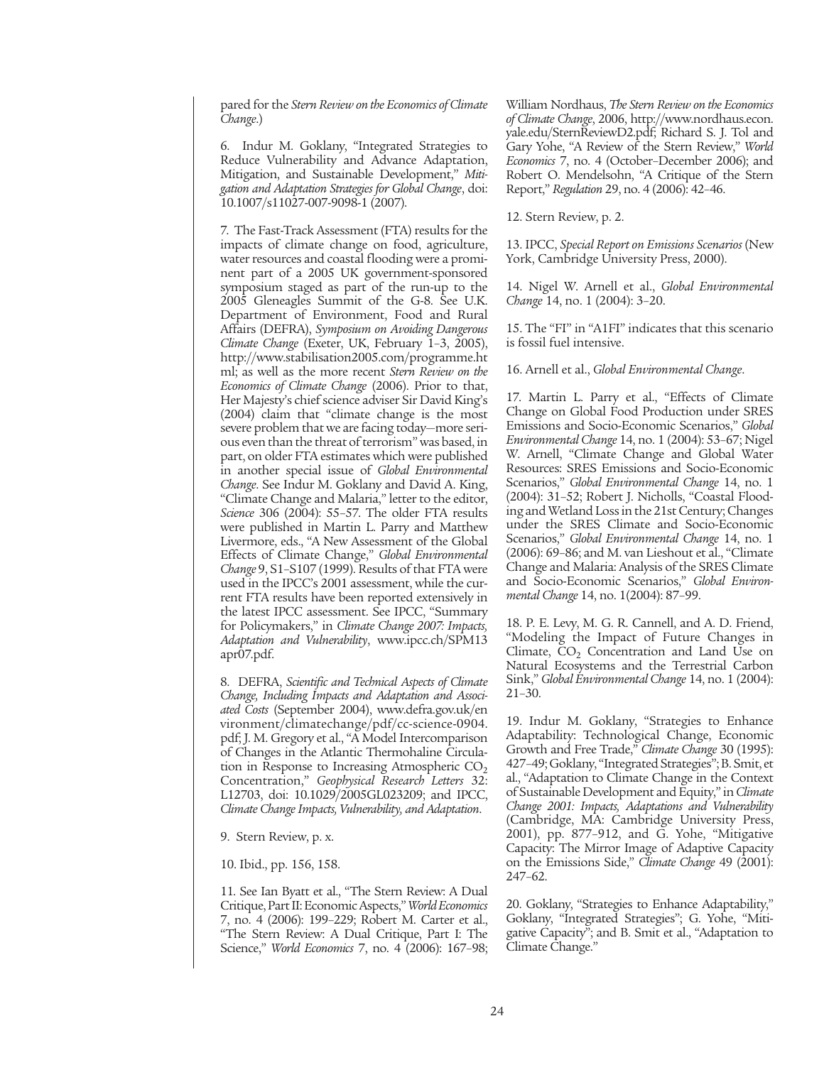pared for the *Stern Review on the Economics of Climate Change*.)

6. Indur M. Goklany, "Integrated Strategies to Reduce Vulnerability and Advance Adaptation, Mitigation, and Sustainable Development," *Mitigation and Adaptation Strategies for Global Change*, doi: 10.1007/s11027-007-9098-1 (2007).

7. The Fast-Track Assessment (FTA) results for the impacts of climate change on food, agriculture, water resources and coastal flooding were a prominent part of a 2005 UK government-sponsored symposium staged as part of the run-up to the 2005 Gleneagles Summit of the G-8. See U.K. Department of Environment, Food and Rural Affairs (DEFRA), *Symposium on Avoiding Dangerous Climate Change* (Exeter, UK, February 1–3, 2005), http://www.stabilisation2005.com/programme.html; as well as the more recent *Stern Review on the Economics of Climate Change* (2006). Prior to that, Her Majesty's chief science adviser Sir David King's (2004) claim that "climate change is the most severe problem that we are facing today—more serious even than the threat of terrorism" was based, in part, on older FTA estimates which were published in another special issue of *Global Environmental Change*. See Indur M. Goklany and David A. King, "Climate Change and Malaria," letter to the editor, *Science* 306 (2004): 55–57. The older FTA results were published in Martin L. Parry and Matthew Livermore, eds., "A New Assessment of the Global Effects of Climate Change," *Global Environmental Change* 9, S1–S107 (1999). Results of that FTA were used in the IPCC's 2001 assessment, while the current FTA results have been reported extensively in the latest IPCC assessment. See IPCC, "Summary for Policymakers," in *Climate Change 2007: Impacts, Adaptation and Vulnerability*, www.ipcc.ch/SPM13apr07.pdf.

8. DEFRA, *Scientific and Technical Aspects of Climate Change, Including Impacts and Adaptation and Associated Costs* (September 2004), www.defra.gov.uk/environment/climatechange/pdf/cc-science-0904.pdf; J. M. Gregory et al., "A Model Intercomparison of Changes in the Atlantic Thermohaline Circulation in Response to Increasing Atmospheric $CO_2$ Concentration," *Geophysical Research Letters* 32: L12703, doi: 10.1029/2005GL023209; and IPCC, *Climate Change Impacts, Vulnerability, and Adaptation*.

9. Stern Review, p. x.

10. Ibid., pp. 156, 158.

11. See Ian Byatt et al., "The Stern Review: A Dual Critique, Part II: Economic Aspects," *World Economics* 7, no. 4 (2006): 199–229; Robert M. Carter et al., "The Stern Review: A Dual Critique, Part I: The Science," *World Economics* 7, no. 4 (2006): 167–98; William Nordhaus, *The Stern Review on the Economics of Climate Change*, 2006, http://www.nordhaus.econ.yale.edu/SternReviewD2.pdf; Richard S. J. Tol and Gary Yohe, "A Review of the Stern Review," *World Economics* 7, no. 4 (October–December 2006); and Robert O. Mendelsohn, "A Critique of the Stern Report," *Regulation* 29, no. 4 (2006): 42–46.

12. Stern Review, p. 2.

13. IPCC, *Special Report on Emissions Scenarios* (New York, Cambridge University Press, 2000).

14. Nigel W. Arnell et al., *Global Environmental Change* 14, no. 1 (2004): 3–20.

15. The "FI" in "A1FI" indicates that this scenario is fossil fuel intensive.

16. Arnell et al., *Global Environmental Change*.

17. Martin L. Parry et al., "Effects of Climate Change on Global Food Production under SRES Emissions and Socio-Economic Scenarios," *Global Environmental Change* 14, no. 1 (2004): 53–67; Nigel W. Arnell, "Climate Change and Global Water Resources: SRES Emissions and Socio-Economic Scenarios," *Global Environmental Change* 14, no. 1 (2004): 31–52; Robert J. Nicholls, "Coastal Flooding and Wetland Loss in the 21st Century; Changes under the SRES Climate and Socio-Economic Scenarios," *Global Environmental Change* 14, no. 1 (2006): 69–86; and M. van Lieshout et al., "Climate Change and Malaria: Analysis of the SRES Climate and Socio-Economic Scenarios," *Global Environmental Change* 14, no. 1(2004): 87–99.

18. P. E. Levy, M. G. R. Cannell, and A. D. Friend, "Modeling the Impact of Future Changes in Climate, $CO_2$ Concentration and Land Use on Natural Ecosystems and the Terrestrial Carbon Sink," *Global Environmental Change* 14, no. 1 (2004): 21–30.

19. Indur M. Goklany, "Strategies to Enhance Adaptability: Technological Change, Economic Growth and Free Trade," *Climate Change* 30 (1995): 427–49; Goklany, "Integrated Strategies"; B. Smit, et al., "Adaptation to Climate Change in the Context of Sustainable Development and Equity," in *Climate Change 2001: Impacts, Adaptations and Vulnerability* (Cambridge, MA: Cambridge University Press, 2001), pp. 877–912, and G. Yohe, "Mitigative Capacity: The Mirror Image of Adaptive Capacity on the Emissions Side," *Climate Change* 49 (2001): 247–62.

20. Goklany, "Strategies to Enhance Adaptability," Goklany, "Integrated Strategies"; G. Yohe, "Mitigative Capacity"; and B. Smit et al., "Adaptation to Climate Change."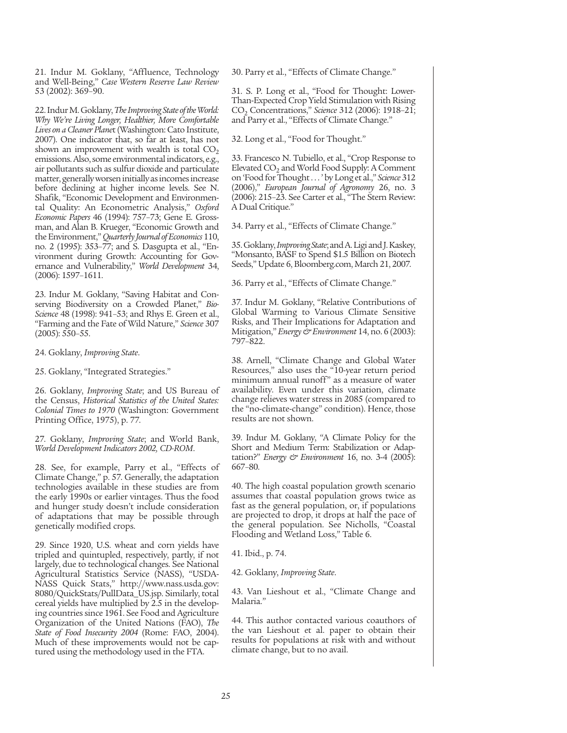21. Indur M. Goklany, "Affluence, Technology and Well-Being," *Case Western Reserve Law Review* 53 (2002): 369–90.

22. Indur M. Goklany, *The Improving State of the World: Why We're Living Longer, Healthier, More Comfortable Lives on a Cleaner Planet* (Washington: Cato Institute, 2007). One indicator that, so far at least, has not shown an improvement with wealth is total $CO_2$ emissions. Also, some environmental indicators, e.g., air pollutants such as sulfur dioxide and particulate matter, generally worsen initially as incomes increase before declining at higher income levels. See N. Shafik, "Economic Development and Environmental Quality: An Econometric Analysis," *Oxford Economic Papers* 46 (1994): 757–73; Gene E. Grossman, and Alan B. Krueger, "Economic Growth and the Environment," *Quarterly Journal of Economics* 110, no. 2 (1995): 353–77; and S. Dasgupta et al., "Environment during Growth: Accounting for Governance and Vulnerability," *World Development* 34, (2006): 1597–1611.

23. Indur M. Goklany, "Saving Habitat and Conserving Biodiversity on a Crowded Planet," *BioScience* 48 (1998): 941–53; and Rhys E. Green et al., "Farming and the Fate of Wild Nature," *Science* 307 (2005): 550–55.

24. Goklany, *Improving State*.

25. Goklany, "Integrated Strategies."

26. Goklany, *Improving State*; and US Bureau of the Census, *Historical Statistics of the United States: Colonial Times to 1970* (Washington: Government Printing Office, 1975), p. 77.

27. Goklany, *Improving State*; and World Bank, *World Development Indicators 2002, CD-ROM*.

28. See, for example, Parry et al., "Effects of Climate Change," p. 57. Generally, the adaptation technologies available in these studies are from the early 1990s or earlier vintages. Thus the food and hunger study doesn't include consideration of adaptations that may be possible through genetically modified crops.

29. Since 1920, U.S. wheat and corn yields have tripled and quintupled, respectively, partly, if not largely, due to technological changes. See National Agricultural Statistics Service (NASS), "USDA-NASS Quick Stats," http://www.nass.usda.gov:8080/QuickStats/PullData_US.jsp. Similarly, total cereal yields have multiplied by 2.5 in the developing countries since 1961. See Food and Agriculture Organization of the United Nations (FAO), *The State of Food Insecurity 2004* (Rome: FAO, 2004). Much of these improvements would not be captured using the methodology used in the FTA.

30. Parry et al., "Effects of Climate Change."

31. S. P. Long et al., "Food for Thought: Lower-Than-Expected Crop Yield Stimulation with Rising $CO_2$ Concentrations," *Science* 312 (2006): 1918–21; and Parry et al., "Effects of Climate Change."

32. Long et al., "Food for Thought."

33. Francesco N. Tubiello, et al., "Crop Response to Elevated $CO_2$ and World Food Supply: A Comment on 'Food for Thought . . . ' by Long et al.," *Science* 312 (2006)," *European Journal of Agronomy* 26, no. 3 (2006): 215–23. See Carter et al., "The Stern Review: A Dual Critique."

34. Parry et al., "Effects of Climate Change."

35. Goklany, *Improving State*; and A. Ligi and J. Kaskey, "Monsanto, BASF to Spend $1.5 Billion on Biotech Seeds," Update 6, Bloomberg.com, March 21, 2007.

36. Parry et al., "Effects of Climate Change."

37. Indur M. Goklany, "Relative Contributions of Global Warming to Various Climate Sensitive Risks, and Their Implications for Adaptation and Mitigation," *Energy & Environment* 14, no. 6 (2003): 797–822.

38. Arnell, "Climate Change and Global Water Resources," also uses the "10-year return period minimum annual runoff" as a measure of water availability. Even under this variation, climate change relieves water stress in 2085 (compared to the "no-climate-change" condition). Hence, those results are not shown.

39. Indur M. Goklany, "A Climate Policy for the Short and Medium Term: Stabilization or Adaptation?" *Energy & Environment* 16, no. 3-4 (2005): 667–80.

40. The high coastal population growth scenario assumes that coastal population grows twice as fast as the general population, or, if populations are projected to drop, it drops at half the pace of the general population. See Nicholls, "Coastal Flooding and Wetland Loss," Table 6.

41. Ibid., p. 74.

42. Goklany, *Improving State*.

43. Van Lieshout et al., "Climate Change and Malaria."

44. This author contacted various coauthors of the van Lieshout et al. paper to obtain their results for populations at risk with and without climate change, but to no avail.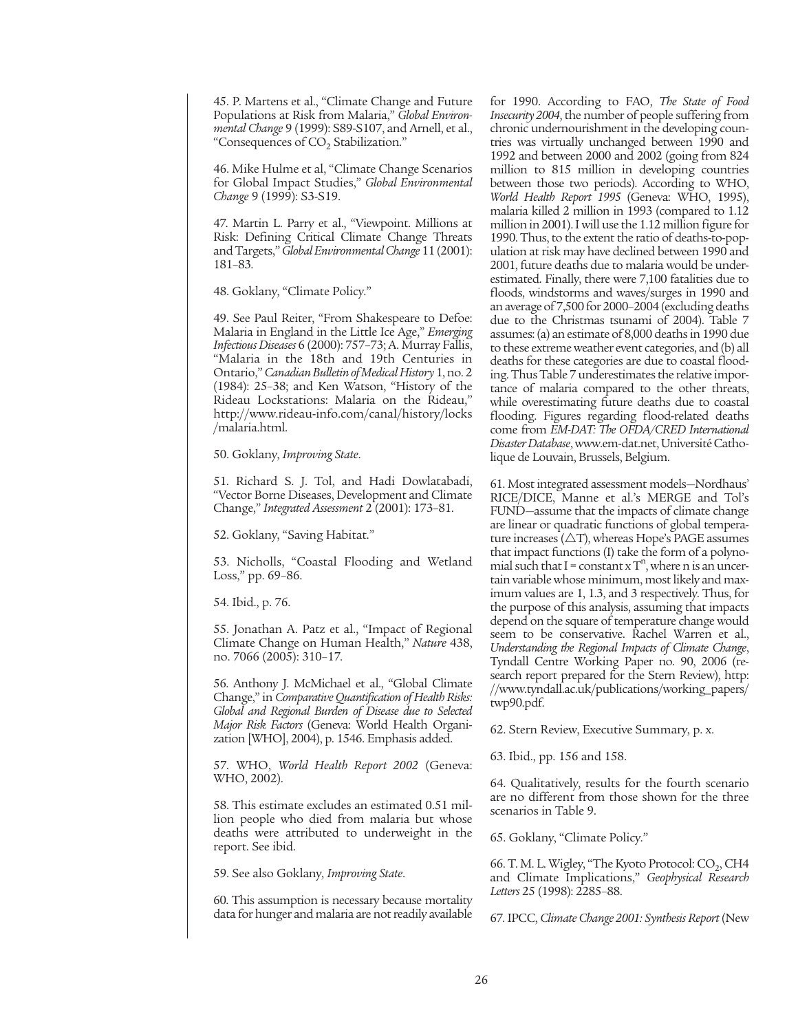45. P. Martens et al., "Climate Change and Future Populations at Risk from Malaria," *Global Environmental Change* 9 (1999): S89-S107, and Arnell, et al., "Consequences of $CO_2$ Stabilization."

46. Mike Hulme et al, "Climate Change Scenarios for Global Impact Studies," *Global Environmental Change* 9 (1999): S3-S19.

47. Martin L. Parry et al., "Viewpoint. Millions at Risk: Defining Critical Climate Change Threats and Targets," *Global Environmental Change* 11 (2001): 181–83.

48. Goklany, "Climate Policy."

49. See Paul Reiter, "From Shakespeare to Defoe: Malaria in England in the Little Ice Age," *Emerging Infectious Diseases* 6 (2000): 757–73; A. Murray Fallis, "Malaria in the 18th and 19th Centuries in Ontario," *Canadian Bulletin of Medical History* 1, no. 2 (1984): 25–38; and Ken Watson, "History of the Rideau Lockstations: Malaria on the Rideau," http://www.rideau-info.com/canal/history/locks/malaria.html.

50. Goklany, *Improving State*.

51. Richard S. J. Tol, and Hadi Dowlatabadi, "Vector Borne Diseases, Development and Climate Change," *Integrated Assessment* 2 (2001): 173–81.

52. Goklany, "Saving Habitat."

53. Nicholls, "Coastal Flooding and Wetland Loss," pp. 69–86.

54. Ibid., p. 76.

55. Jonathan A. Patz et al., "Impact of Regional Climate Change on Human Health," *Nature* 438, no. 7066 (2005): 310–17.

56. Anthony J. McMichael et al., "Global Climate Change," in *Comparative Quantification of Health Risks: Global and Regional Burden of Disease due to Selected Major Risk Factors* (Geneva: World Health Organization [WHO], 2004), p. 1546. Emphasis added.

57. WHO, *World Health Report 2002* (Geneva: WHO, 2002).

58. This estimate excludes an estimated 0.51 million people who died from malaria but whose deaths were attributed to underweight in the report. See ibid.

59. See also Goklany, *Improving State*.

60. This assumption is necessary because mortality data for hunger and malaria are not readily available for 1990. According to FAO, *The State of Food Insecurity 2004*, the number of people suffering from chronic undernourishment in the developing countries was virtually unchanged between 1990 and 1992 and between 2000 and 2002 (going from 824 million to 815 million in developing countries between those two periods). According to WHO, *World Health Report 1995* (Geneva: WHO, 1995), malaria killed 2 million in 1993 (compared to 1.12 million in 2001). I will use the 1.12 million figure for 1990. Thus, to the extent the ratio of deaths-to-population at risk may have declined between 1990 and 2001, future deaths due to malaria would be underestimated. Finally, there were 7,100 fatalities due to floods, windstorms and waves/surges in 1990 and an average of 7,500 for 2000–2004 (excluding deaths due to the Christmas tsunami of 2004). Table 7 assumes: (a) an estimate of 8,000 deaths in 1990 due to these extreme weather event categories, and (b) all deaths for these categories are due to coastal flooding. Thus Table 7 underestimates the relative importance of malaria compared to the other threats, while overestimating future deaths due to coastal flooding. Figures regarding flood-related deaths come from *EM-DAT: The OFDA/CRED International Disaster Database*, www.em-dat.net, Université Catholique de Louvain, Brussels, Belgium.

61. Most integrated assessment models—Nordhaus' RICE/DICE, Manne et al.'s MERGE and Tol's FUND—assume that the impacts of climate change are linear or quadratic functions of global temperature increases ($\triangle$T), whereas Hope's PAGE assumes that impact functions (I) take the form of a polynomial such that $I = \text{constant} \times T^n$, where n is an uncertain variable whose minimum, most likely and maximum values are 1, 1.3, and 3 respectively. Thus, for the purpose of this analysis, assuming that impacts depend on the square of temperature change would seem to be conservative. Rachel Warren et al., *Understanding the Regional Impacts of Climate Change*, Tyndall Centre Working Paper no. 90, 2006 (research report prepared for the Stern Review), http://www.tyndall.ac.uk/publications/working_papers/twp90.pdf.

62. Stern Review, Executive Summary, p. x.

63. Ibid., pp. 156 and 158.

64. Qualitatively, results for the fourth scenario are no different from those shown for the three scenarios in Table 9.

65. Goklany, "Climate Policy."

66. T. M. L. Wigley, "The Kyoto Protocol: $CO_2$, CH4 and Climate Implications," *Geophysical Research Letters* 25 (1998): 2285–88.

67. IPCC, *Climate Change 2001: Synthesis Report* (New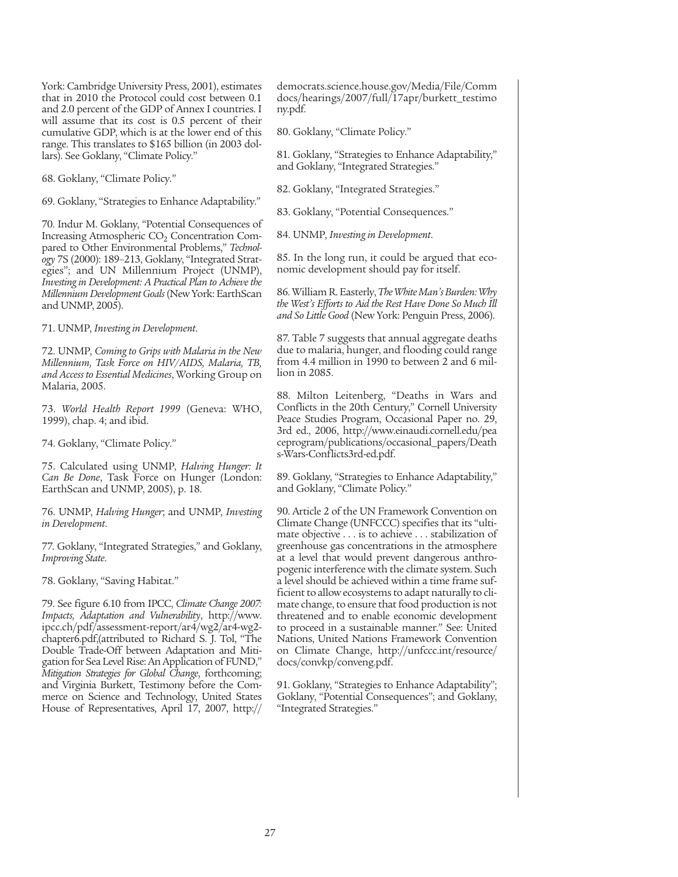York: Cambridge University Press, 2001), estimates that in 2010 the Protocol could cost between 0.1 and 2.0 percent of the GDP of Annex I countries. I will assume that its cost is 0.5 percent of their cumulative GDP, which is at the lower end of this range. This translates to $165 billion (in 2003 dollars). See Goklany, "Climate Policy."

68. Goklany, "Climate Policy."

69. Goklany, "Strategies to Enhance Adaptability."

70. Indur M. Goklany, "Potential Consequences of Increasing Atmospheric $CO_2$ Concentration Compared to Other Environmental Problems," *Technology* 7S (2000): 189–213, Goklany, "Integrated Strategies"; and UN Millennium Project (UNMP), *Investing in Development: A Practical Plan to Achieve the Millennium Development Goals* (New York: EarthScan and UNMP, 2005).

71. UNMP, *Investing in Development*.

72. UNMP, *Coming to Grips with Malaria in the New Millennium, Task Force on HIV/AIDS, Malaria, TB, and Access to Essential Medicines*, Working Group on Malaria, 2005.

73. *World Health Report 1999* (Geneva: WHO, 1999), chap. 4; and ibid.

74. Goklany, "Climate Policy."

75. Calculated using UNMP, *Halving Hunger: It Can Be Done*, Task Force on Hunger (London: EarthScan and UNMP, 2005), p. 18.

76. UNMP, *Halving Hunger*; and UNMP, *Investing in Development*.

77. Goklany, "Integrated Strategies," and Goklany, *Improving State*.

78. Goklany, "Saving Habitat."

79. See figure 6.10 from IPCC, *Climate Change 2007: Impacts, Adaptation and Vulnerability*, http://www.ipcc.ch/pdf/assessment-report/ar4/wg2/ar4-wg2-chapter6.pdf,(attributed to Richard S. J. Tol, "The Double Trade-Off between Adaptation and Mitigation for Sea Level Rise: An Application of FUND," *Mitigation Strategies for Global Change*, forthcoming; and Virginia Burkett, Testimony before the Commerce on Science and Technology, United States House of Representatives, April 17, 2007, http://democrats.science.house.gov/Media/File/Commdocs/hearings/2007/full/17apr/burkett_testimony.pdf.

80. Goklany, "Climate Policy."

81. Goklany, "Strategies to Enhance Adaptability," and Goklany, "Integrated Strategies."

82. Goklany, "Integrated Strategies."

83. Goklany, "Potential Consequences."

84. UNMP, *Investing in Development*.

85. In the long run, it could be argued that economic development should pay for itself.

86. William R. Easterly, *The White Man's Burden: Why the West's Efforts to Aid the Rest Have Done So Much Ill and So Little Good* (New York: Penguin Press, 2006).

87. Table 7 suggests that annual aggregate deaths due to malaria, hunger, and flooding could range from 4.4 million in 1990 to between 2 and 6 million in 2085.

88. Milton Leitenberg, "Deaths in Wars and Conflicts in the 20th Century," Cornell University Peace Studies Program, Occasional Paper no. 29, 3rd ed., 2006, http://www.einaudi.cornell.edu/peaceprogram/publications/occasional_papers/Deaths-Wars-Conflicts3rd-ed.pdf.

89. Goklany, "Strategies to Enhance Adaptability," and Goklany, "Climate Policy."

90. Article 2 of the UN Framework Convention on Climate Change (UNFCCC) specifies that its "ultimate objective . . . is to achieve . . . stabilization of greenhouse gas concentrations in the atmosphere at a level that would prevent dangerous anthropogenic interference with the climate system. Such a level should be achieved within a time frame sufficient to allow ecosystems to adapt naturally to climate change, to ensure that food production is not threatened and to enable economic development to proceed in a sustainable manner." See: United Nations, United Nations Framework Convention on Climate Change, http://unfccc.int/resource/docs/convkp/conveng.pdf.

91. Goklany, "Strategies to Enhance Adaptability"; Goklany, "Potential Consequences"; and Goklany, "Integrated Strategies."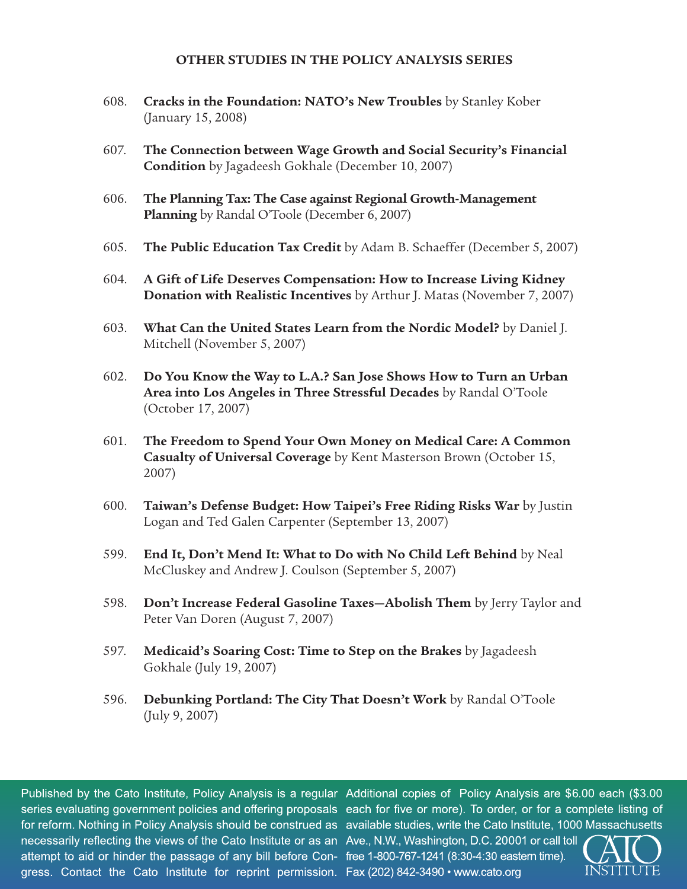## OTHER STUDIES IN THE POLICY ANALYSIS SERIES

608. **Cracks in the Foundation: NATO's New Troubles** by Stanley Kober (January 15, 2008)

607. **The Connection between Wage Growth and Social Security's Financial Condition** by Jagadeesh Gokhale (December 10, 2007)

606. **The Planning Tax: The Case against Regional Growth-Management Planning** by Randal O'Toole (December 6, 2007)

605. **The Public Education Tax Credit** by Adam B. Schaeffer (December 5, 2007)

604. **A Gift of Life Deserves Compensation: How to Increase Living Kidney Donation with Realistic Incentives** by Arthur J. Matas (November 7, 2007)

603. **What Can the United States Learn from the Nordic Model?** by Daniel J. Mitchell (November 5, 2007)

602. **Do You Know the Way to L.A.? San Jose Shows How to Turn an Urban Area into Los Angeles in Three Stressful Decades** by Randal O'Toole (October 17, 2007)

601. **The Freedom to Spend Your Own Money on Medical Care: A Common Casualty of Universal Coverage** by Kent Masterson Brown (October 15, 2007)

600. **Taiwan's Defense Budget: How Taipei's Free Riding Risks War** by Justin Logan and Ted Galen Carpenter (September 13, 2007)

599. **End It, Don't Mend It: What to Do with No Child Left Behind** by Neal McCluskey and Andrew J. Coulson (September 5, 2007)

598. **Don't Increase Federal Gasoline Taxes—Abolish Them** by Jerry Taylor and Peter Van Doren (August 7, 2007)

597. **Medicaid's Soaring Cost: Time to Step on the Brakes** by Jagadeesh Gokhale (July 19, 2007)

596. **Debunking Portland: The City That Doesn't Work** by Randal O'Toole (July 9, 2007)

Published by the Cato Institute, Policy Analysis is a regular series evaluating government policies and offering proposals for reform. Nothing in Policy Analysis should be construed as necessarily reflecting the views of the Cato Institute or as an attempt to aid or hinder the passage of any bill before Congress. Contact the Cato Institute for reprint permission.

Additional copies of Policy Analysis are $6.00 each ($3.00 each for five or more). To order, or for a complete listing of available studies, write the Cato Institute, 1000 Massachusetts Ave., N.W., Washington, D.C. 20001 or call toll free 1-800-767-1241 (8:30-4:30 eastern time). Fax (202) 842-3490 • www.cato.org

CATO INSTITUTE